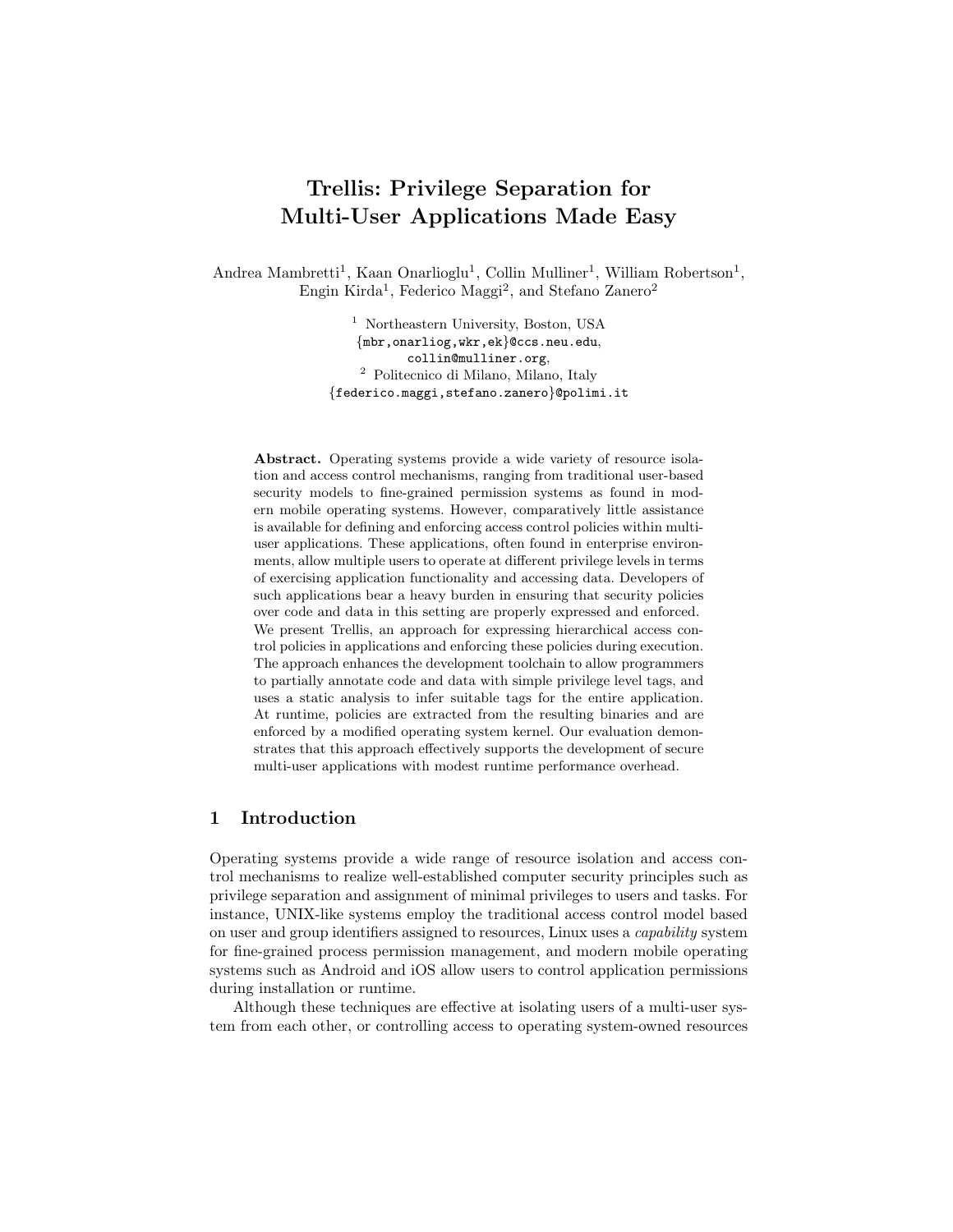# Trellis: Privilege Separation for Multi-User Applications Made Easy

Andrea Mambretti[1], Kaan Onarlioglu[1], Collin Mulliner[1], William Robertson[1], Engin Kirda[1], Federico Maggi[2], and Stefano Zanero[2]

[1] Northeastern University, Boston, USA
{mbr,onarliog,wkr,ek}@ccs.neu.edu,
collin@mulliner.org,
[2] Politecnico di Milano, Milano, Italy
{federico.maggi,stefano.zanero}@polimi.it

**Abstract.** Operating systems provide a wide variety of resource isolation and access control mechanisms, ranging from traditional user-based security models to fine-grained permission systems as found in modern mobile operating systems. However, comparatively little assistance is available for defining and enforcing access control policies within multi-user applications. These applications, often found in enterprise environments, allow multiple users to operate at different privilege levels in terms of exercising application functionality and accessing data. Developers of such applications bear a heavy burden in ensuring that security policies over code and data in this setting are properly expressed and enforced. We present Trellis, an approach for expressing hierarchical access control policies in applications and enforcing these policies during execution. The approach enhances the development toolchain to allow programmers to partially annotate code and data with simple privilege level tags, and uses a static analysis to infer suitable tags for the entire application. At runtime, policies are extracted from the resulting binaries and are enforced by a modified operating system kernel. Our evaluation demonstrates that this approach effectively supports the development of secure multi-user applications with modest runtime performance overhead.

## 1 Introduction

Operating systems provide a wide range of resource isolation and access control mechanisms to realize well-established computer security principles such as privilege separation and assignment of minimal privileges to users and tasks. For instance, UNIX-like systems employ the traditional access control model based on user and group identifiers assigned to resources, Linux uses a *capability* system for fine-grained process permission management, and modern mobile operating systems such as Android and iOS allow users to control application permissions during installation or runtime.

Although these techniques are effective at isolating users of a multi-user system from each other, or controlling access to operating system-owned resources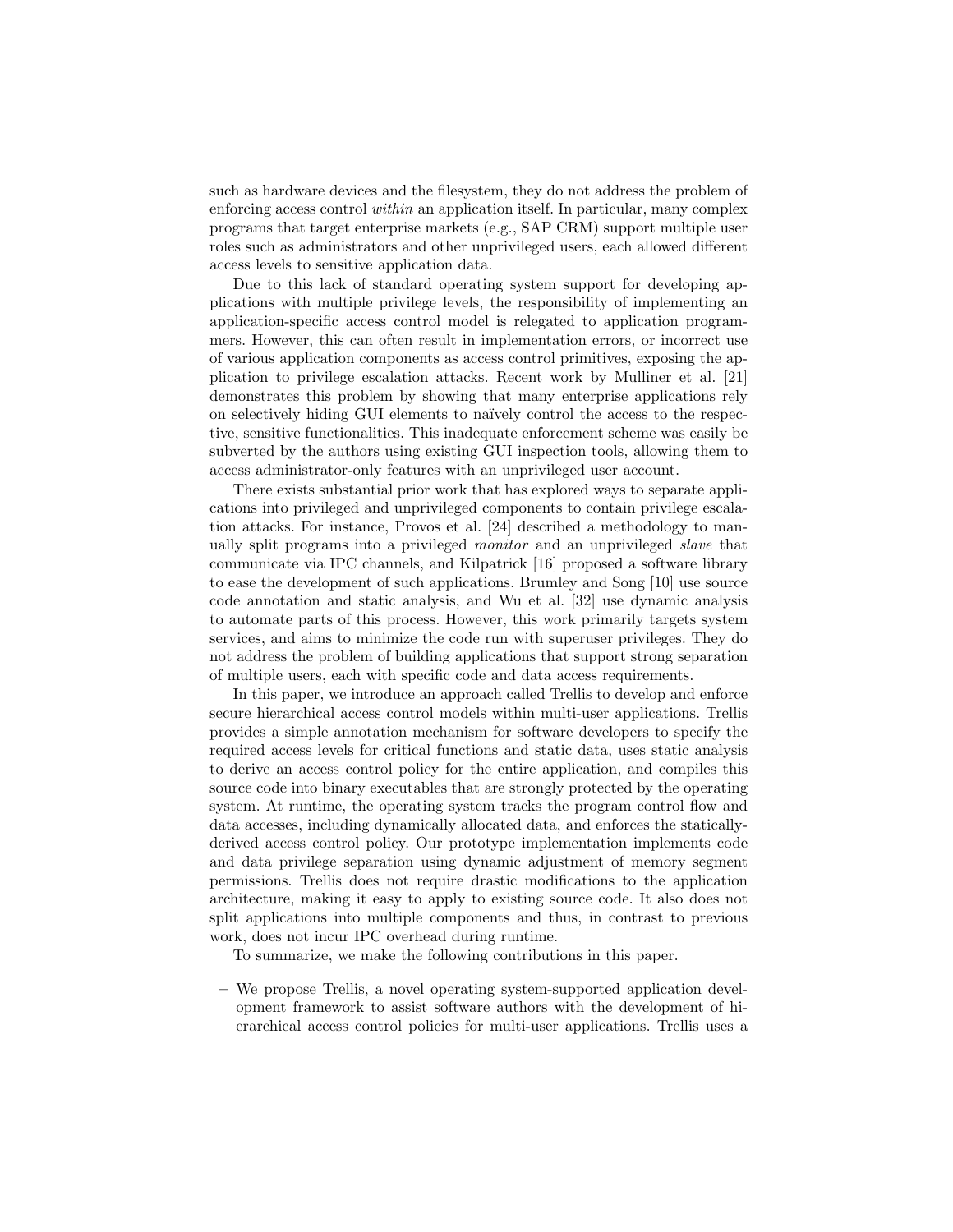such as hardware devices and the filesystem, they do not address the problem of enforcing access control *within* an application itself. In particular, many complex programs that target enterprise markets (e.g., SAP CRM) support multiple user roles such as administrators and other unprivileged users, each allowed different access levels to sensitive application data.

Due to this lack of standard operating system support for developing applications with multiple privilege levels, the responsibility of implementing an application-specific access control model is relegated to application programmers. However, this can often result in implementation errors, or incorrect use of various application components as access control primitives, exposing the application to privilege escalation attacks. Recent work by Mulliner et al. [21] demonstrates this problem by showing that many enterprise applications rely on selectively hiding GUI elements to naïvely control the access to the respective, sensitive functionalities. This inadequate enforcement scheme was easily be subverted by the authors using existing GUI inspection tools, allowing them to access administrator-only features with an unprivileged user account.

There exists substantial prior work that has explored ways to separate applications into privileged and unprivileged components to contain privilege escalation attacks. For instance, Provos et al. [24] described a methodology to manually split programs into a privileged *monitor* and an unprivileged *slave* that communicate via IPC channels, and Kilpatrick [16] proposed a software library to ease the development of such applications. Brumley and Song [10] use source code annotation and static analysis, and Wu et al. [32] use dynamic analysis to automate parts of this process. However, this work primarily targets system services, and aims to minimize the code run with superuser privileges. They do not address the problem of building applications that support strong separation of multiple users, each with specific code and data access requirements.

In this paper, we introduce an approach called Trellis to develop and enforce secure hierarchical access control models within multi-user applications. Trellis provides a simple annotation mechanism for software developers to specify the required access levels for critical functions and static data, uses static analysis to derive an access control policy for the entire application, and compiles this source code into binary executables that are strongly protected by the operating system. At runtime, the operating system tracks the program control flow and data accesses, including dynamically allocated data, and enforces the statically-derived access control policy. Our prototype implementation implements code and data privilege separation using dynamic adjustment of memory segment permissions. Trellis does not require drastic modifications to the application architecture, making it easy to apply to existing source code. It also does not split applications into multiple components and thus, in contrast to previous work, does not incur IPC overhead during runtime.

To summarize, we make the following contributions in this paper.

- We propose Trellis, a novel operating system-supported application development framework to assist software authors with the development of hierarchical access control policies for multi-user applications. Trellis uses a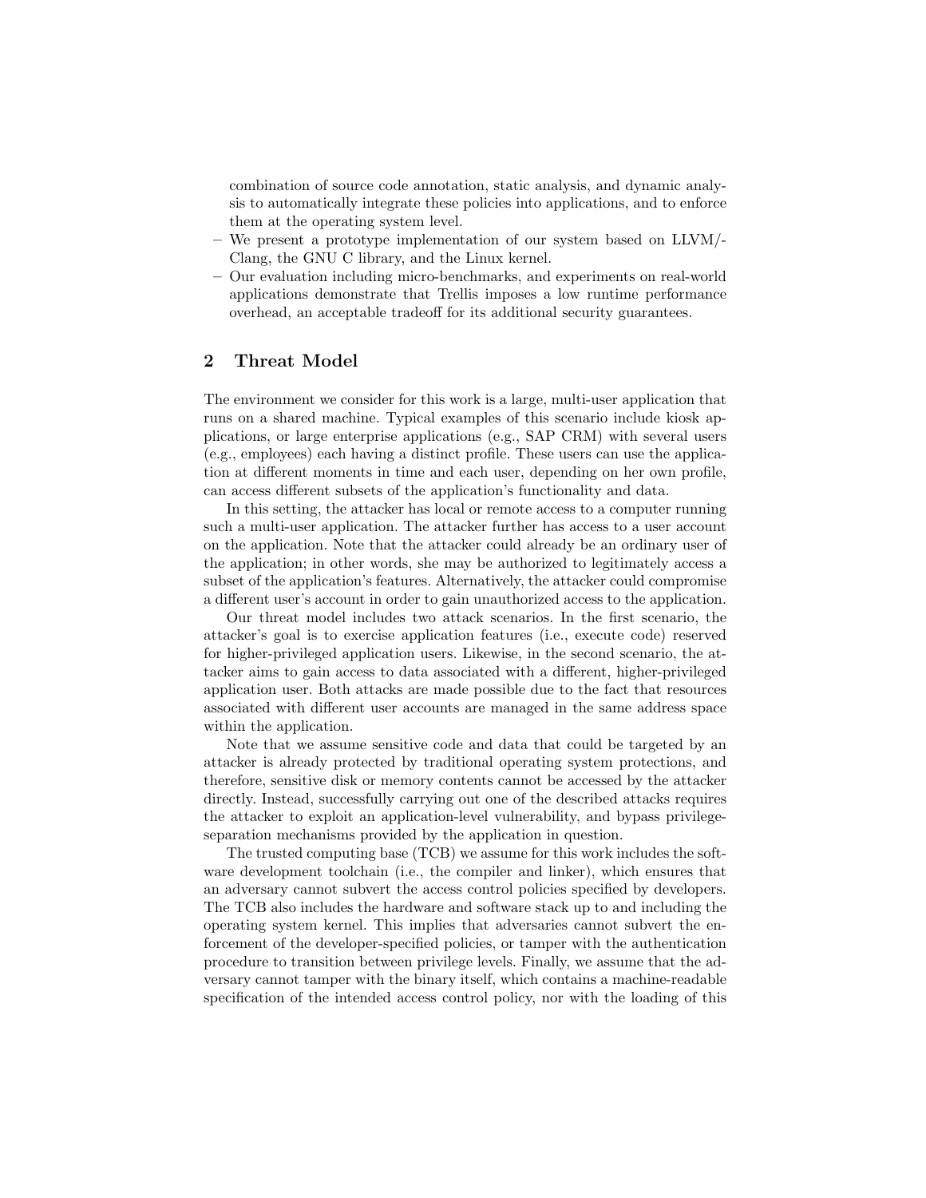combination of source code annotation, static analysis, and dynamic analysis to automatically integrate these policies into applications, and to enforce them at the operating system level.

- We present a prototype implementation of our system based on LLVM/-Clang, the GNU C library, and the Linux kernel.
- Our evaluation including micro-benchmarks, and experiments on real-world applications demonstrate that Trellis imposes a low runtime performance overhead, an acceptable tradeoff for its additional security guarantees.

## 2 Threat Model

The environment we consider for this work is a large, multi-user application that runs on a shared machine. Typical examples of this scenario include kiosk applications, or large enterprise applications (e.g., SAP CRM) with several users (e.g., employees) each having a distinct profile. These users can use the application at different moments in time and each user, depending on her own profile, can access different subsets of the application's functionality and data.

In this setting, the attacker has local or remote access to a computer running such a multi-user application. The attacker further has access to a user account on the application. Note that the attacker could already be an ordinary user of the application; in other words, she may be authorized to legitimately access a subset of the application's features. Alternatively, the attacker could compromise a different user's account in order to gain unauthorized access to the application.

Our threat model includes two attack scenarios. In the first scenario, the attacker's goal is to exercise application features (i.e., execute code) reserved for higher-privileged application users. Likewise, in the second scenario, the attacker aims to gain access to data associated with a different, higher-privileged application user. Both attacks are made possible due to the fact that resources associated with different user accounts are managed in the same address space within the application.

Note that we assume sensitive code and data that could be targeted by an attacker is already protected by traditional operating system protections, and therefore, sensitive disk or memory contents cannot be accessed by the attacker directly. Instead, successfully carrying out one of the described attacks requires the attacker to exploit an application-level vulnerability, and bypass privilege-separation mechanisms provided by the application in question.

The trusted computing base (TCB) we assume for this work includes the software development toolchain (i.e., the compiler and linker), which ensures that an adversary cannot subvert the access control policies specified by developers. The TCB also includes the hardware and software stack up to and including the operating system kernel. This implies that adversaries cannot subvert the enforcement of the developer-specified policies, or tamper with the authentication procedure to transition between privilege levels. Finally, we assume that the adversary cannot tamper with the binary itself, which contains a machine-readable specification of the intended access control policy, nor with the loading of this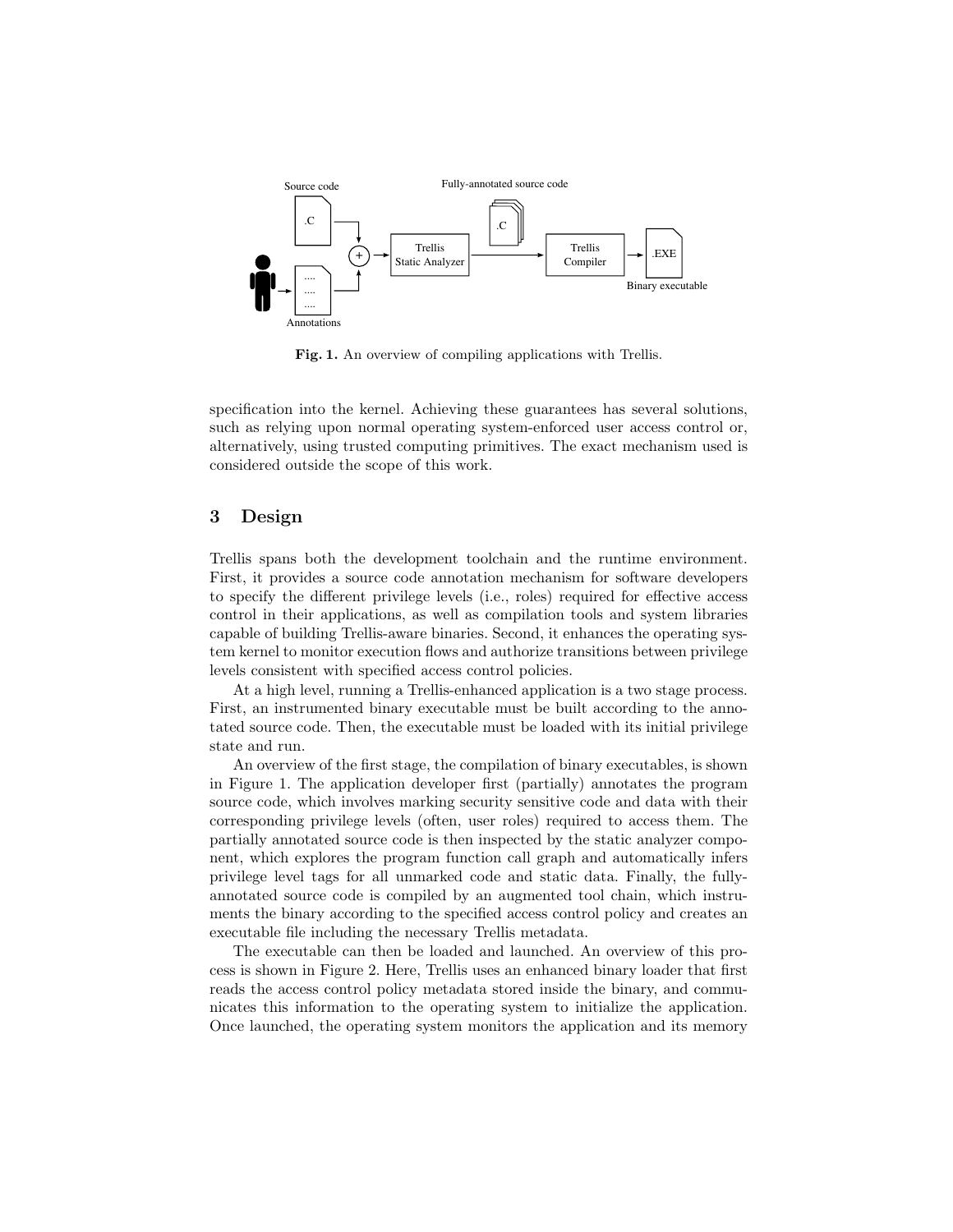Source code

.C

....
....
....

Annotations

Trellis
Static Analyzer

Fully-annotated source code

.C

Trellis
Compiler

.EXE

Binary executable

**Fig. 1.** An overview of compiling applications with Trellis.

specification into the kernel. Achieving these guarantees has several solutions, such as relying upon normal operating system-enforced user access control or, alternatively, using trusted computing primitives. The exact mechanism used is considered outside the scope of this work.

## 3 Design

Trellis spans both the development toolchain and the runtime environment. First, it provides a source code annotation mechanism for software developers to specify the different privilege levels (i.e., roles) required for effective access control in their applications, as well as compilation tools and system libraries capable of building Trellis-aware binaries. Second, it enhances the operating system kernel to monitor execution flows and authorize transitions between privilege levels consistent with specified access control policies.

At a high level, running a Trellis-enhanced application is a two stage process. First, an instrumented binary executable must be built according to the annotated source code. Then, the executable must be loaded with its initial privilege state and run.

An overview of the first stage, the compilation of binary executables, is shown in Figure 1. The application developer first (partially) annotates the program source code, which involves marking security sensitive code and data with their corresponding privilege levels (often, user roles) required to access them. The partially annotated source code is then inspected by the static analyzer component, which explores the program function call graph and automatically infers privilege level tags for all unmarked code and static data. Finally, the fully-annotated source code is compiled by an augmented tool chain, which instruments the binary according to the specified access control policy and creates an executable file including the necessary Trellis metadata.

The executable can then be loaded and launched. An overview of this process is shown in Figure 2. Here, Trellis uses an enhanced binary loader that first reads the access control policy metadata stored inside the binary, and communicates this information to the operating system to initialize the application. Once launched, the operating system monitors the application and its memory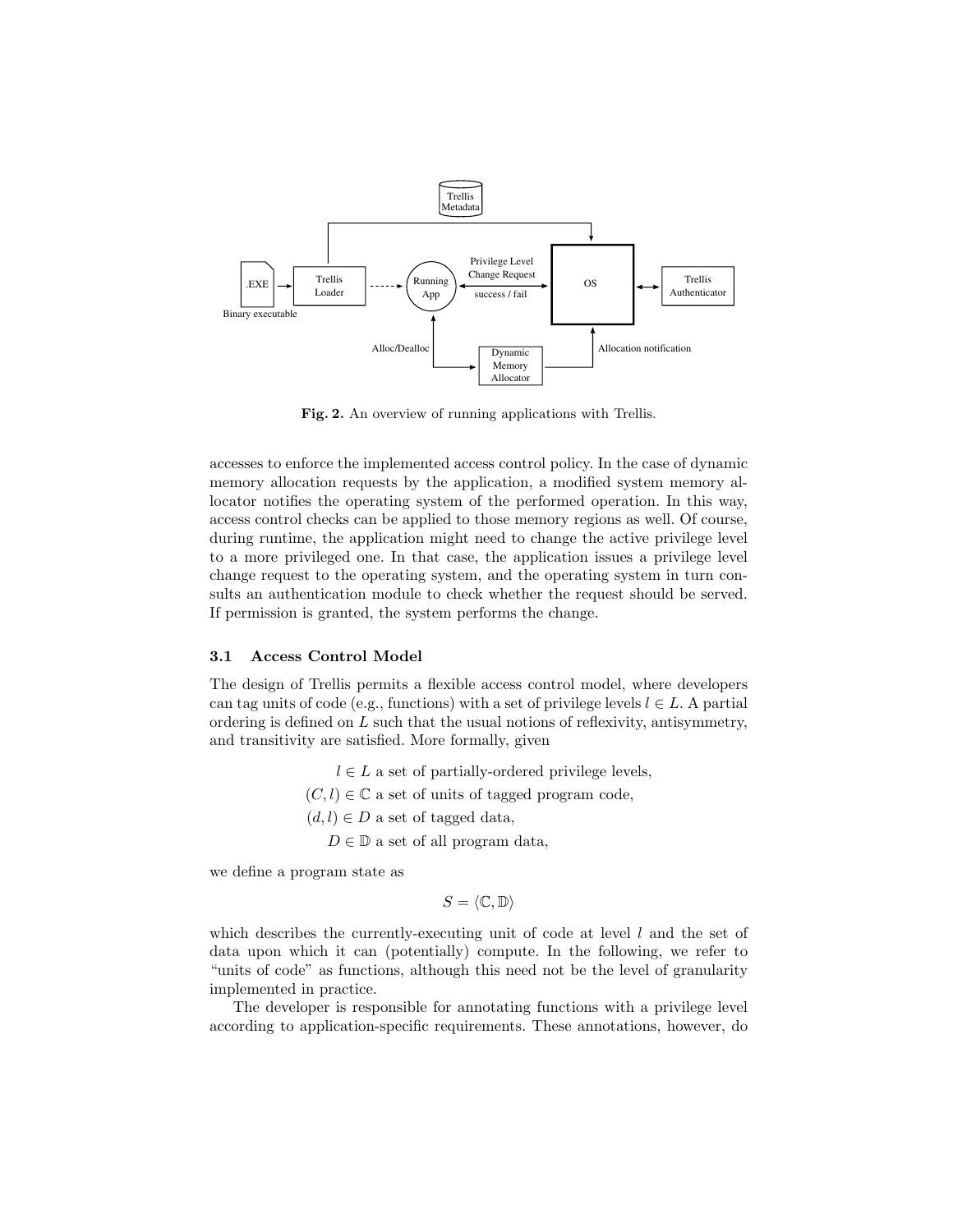**Fig. 2.** An overview of running applications with Trellis.

accesses to enforce the implemented access control policy. In the case of dynamic memory allocation requests by the application, a modified system memory allocator notifies the operating system of the performed operation. In this way, access control checks can be applied to those memory regions as well. Of course, during runtime, the application might need to change the active privilege level to a more privileged one. In that case, the application issues a privilege level change request to the operating system, and the operating system in turn consults an authentication module to check whether the request should be served. If permission is granted, the system performs the change.

### 3.1 Access Control Model

The design of Trellis permits a flexible access control model, where developers can tag units of code (e.g., functions) with a set of privilege levels $l \in L$. A partial ordering is defined on $L$ such that the usual notions of reflexivity, antisymmetry, and transitivity are satisfied. More formally, given

$$
\begin{aligned}
l \in L &\text{ a set of partially-ordered privilege levels,} \\
(C, l) \in \mathbb{C} &\text{ a set of units of tagged program code,} \\
(d, l) \in D &\text{ a set of tagged data,} \\
D \in \mathbb{D} &\text{ a set of all program data,}
\end{aligned}
$$

we define a program state as

$$S = \langle \mathbb{C}, \mathbb{D} \rangle$$

which describes the currently-executing unit of code at level $l$ and the set of data upon which it can (potentially) compute. In the following, we refer to "units of code" as functions, although this need not be the level of granularity implemented in practice.

The developer is responsible for annotating functions with a privilege level according to application-specific requirements. These annotations, however, do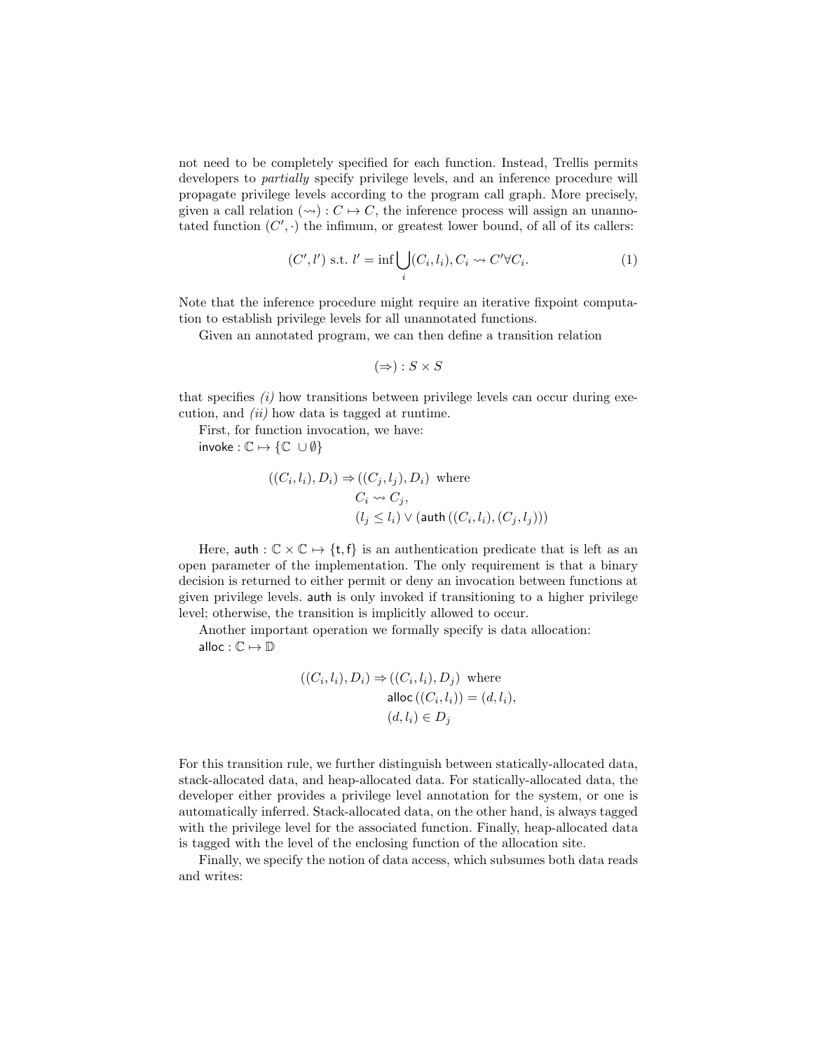not need to be completely specified for each function. Instead, Trellis permits developers to *partially* specify privilege levels, and an inference procedure will propagate privilege levels according to the program call graph. More precisely, given a call relation $(\rightsquigarrow) : C \mapsto C$, the inference process will assign an unannotated function $(C', \cdot)$ the infimum, or greatest lower bound, of all of its callers:

$$(C', l') \text{ s.t. } l' = \inf \bigcup_i (C_i, l_i), C_i \rightsquigarrow C' \forall C_i. \tag{1}$$

Note that the inference procedure might require an iterative fixpoint computation to establish privilege levels for all unannotated functions.

Given an annotated program, we can then define a transition relation

$$(\Rightarrow) : S \times S$$

that specifies *(i)* how transitions between privilege levels can occur during execution, and *(ii)* how data is tagged at runtime.

First, for function invocation, we have:
$\mathsf{invoke} : \mathbb{C} \mapsto \{\mathbb{C} \cup \emptyset\}$

$$\begin{aligned}((C_i, l_i), D_i) \Rightarrow ((C_j, l_j), D_i) \;\; &\text{where} \\ C_i &\rightsquigarrow C_j, \\ (l_j \leq l_i) &\vee (\mathsf{auth}\,((C_i, l_i), (C_j, l_j)))\end{aligned}$$

Here, $\mathsf{auth} : \mathbb{C} \times \mathbb{C} \mapsto \{\mathsf{t}, \mathsf{f}\}$ is an authentication predicate that is left as an open parameter of the implementation. The only requirement is that a binary decision is returned to either permit or deny an invocation between functions at given privilege levels. $\mathsf{auth}$ is only invoked if transitioning to a higher privilege level; otherwise, the transition is implicitly allowed to occur.

Another important operation we formally specify is data allocation:
$\mathsf{alloc} : \mathbb{C} \mapsto \mathbb{D}$

$$\begin{aligned}((C_i, l_i), D_i) \Rightarrow ((C_i, l_i), D_j) \;\; &\text{where} \\ \mathsf{alloc}\,((C_i, l_i)) &= (d, l_i), \\ (d, l_i) &\in D_j\end{aligned}$$

For this transition rule, we further distinguish between statically-allocated data, stack-allocated data, and heap-allocated data. For statically-allocated data, the developer either provides a privilege level annotation for the system, or one is automatically inferred. Stack-allocated data, on the other hand, is always tagged with the privilege level for the associated function. Finally, heap-allocated data is tagged with the level of the enclosing function of the allocation site.

Finally, we specify the notion of data access, which subsumes both data reads and writes: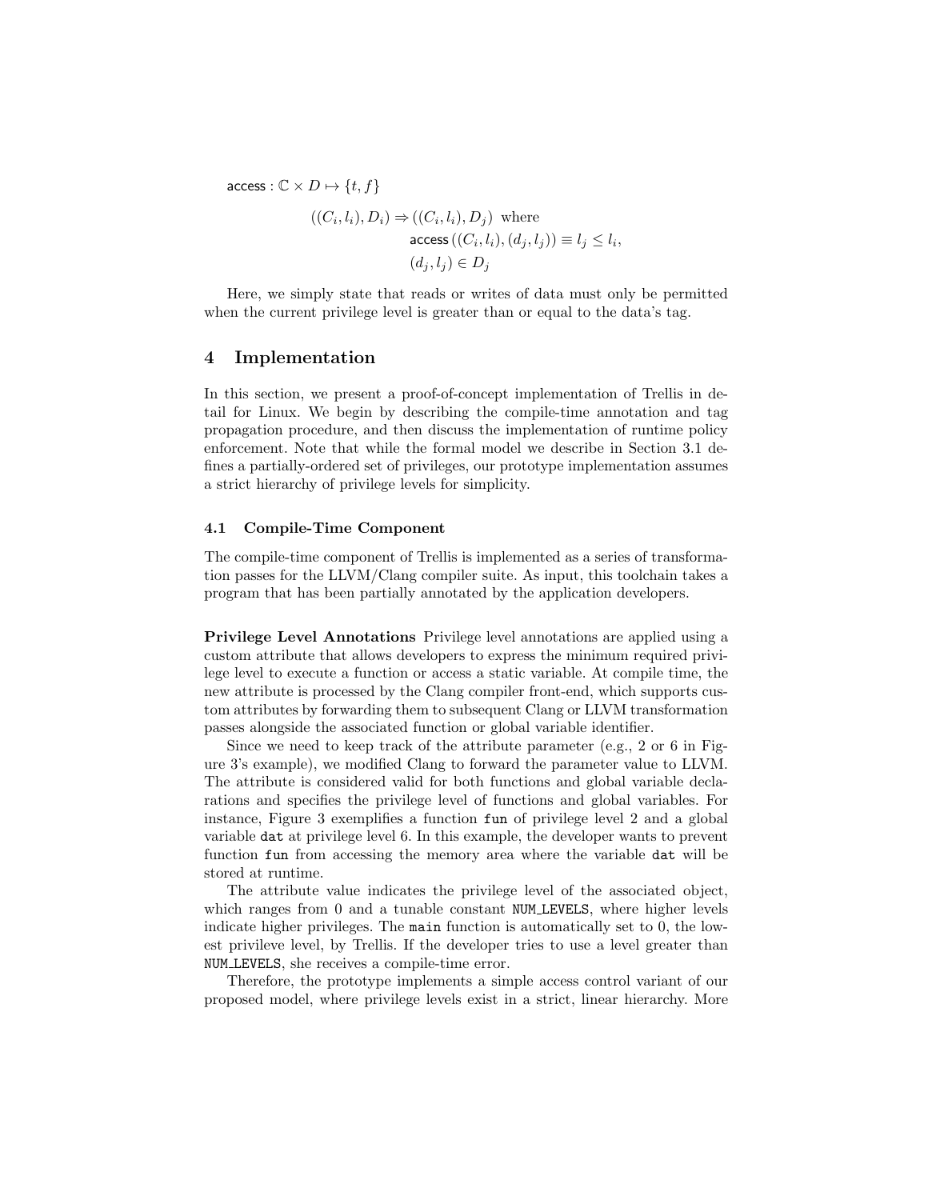$$\mathsf{access} : \mathbb{C} \times D \mapsto \{t, f\}$$

$$((C_i, l_i), D_i) \Rightarrow ((C_i, l_i), D_j) \text{ where}$$
$$\mathsf{access}\,((C_i, l_i), (d_j, l_j)) \equiv l_j \leq l_i,$$
$$(d_j, l_j) \in D_j$$

Here, we simply state that reads or writes of data must only be permitted when the current privilege level is greater than or equal to the data's tag.

## 4 Implementation

In this section, we present a proof-of-concept implementation of Trellis in detail for Linux. We begin by describing the compile-time annotation and tag propagation procedure, and then discuss the implementation of runtime policy enforcement. Note that while the formal model we describe in Section 3.1 defines a partially-ordered set of privileges, our prototype implementation assumes a strict hierarchy of privilege levels for simplicity.

### 4.1 Compile-Time Component

The compile-time component of Trellis is implemented as a series of transformation passes for the LLVM/Clang compiler suite. As input, this toolchain takes a program that has been partially annotated by the application developers.

**Privilege Level Annotations** Privilege level annotations are applied using a custom attribute that allows developers to express the minimum required privilege level to execute a function or access a static variable. At compile time, the new attribute is processed by the Clang compiler front-end, which supports custom attributes by forwarding them to subsequent Clang or LLVM transformation passes alongside the associated function or global variable identifier.

Since we need to keep track of the attribute parameter (e.g., 2 or 6 in Figure 3's example), we modified Clang to forward the parameter value to LLVM. The attribute is considered valid for both functions and global variable declarations and specifies the privilege level of functions and global variables. For instance, Figure 3 exemplifies a function `fun` of privilege level 2 and a global variable `dat` at privilege level 6. In this example, the developer wants to prevent function `fun` from accessing the memory area where the variable `dat` will be stored at runtime.

The attribute value indicates the privilege level of the associated object, which ranges from 0 and a tunable constant `NUM_LEVELS`, where higher levels indicate higher privileges. The `main` function is automatically set to 0, the lowest privileve level, by Trellis. If the developer tries to use a level greater than `NUM_LEVELS`, she receives a compile-time error.

Therefore, the prototype implements a simple access control variant of our proposed model, where privilege levels exist in a strict, linear hierarchy. More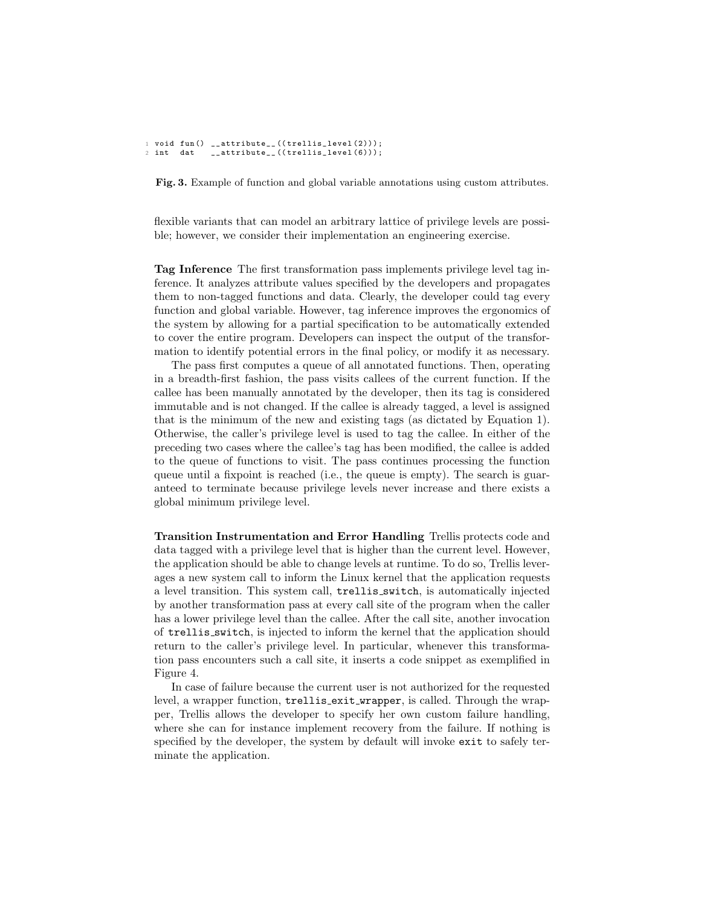```
void fun() __attribute__((trellis_level(2)));
int  dat   __attribute__((trellis_level(6)));
```

**Fig. 3.** Example of function and global variable annotations using custom attributes.

flexible variants that can model an arbitrary lattice of privilege levels are possible; however, we consider their implementation an engineering exercise.

**Tag Inference** The first transformation pass implements privilege level tag inference. It analyzes attribute values specified by the developers and propagates them to non-tagged functions and data. Clearly, the developer could tag every function and global variable. However, tag inference improves the ergonomics of the system by allowing for a partial specification to be automatically extended to cover the entire program. Developers can inspect the output of the transformation to identify potential errors in the final policy, or modify it as necessary.

The pass first computes a queue of all annotated functions. Then, operating in a breadth-first fashion, the pass visits callees of the current function. If the callee has been manually annotated by the developer, then its tag is considered immutable and is not changed. If the callee is already tagged, a level is assigned that is the minimum of the new and existing tags (as dictated by Equation 1). Otherwise, the caller's privilege level is used to tag the callee. In either of the preceding two cases where the callee's tag has been modified, the callee is added to the queue of functions to visit. The pass continues processing the function queue until a fixpoint is reached (i.e., the queue is empty). The search is guaranteed to terminate because privilege levels never increase and there exists a global minimum privilege level.

**Transition Instrumentation and Error Handling** Trellis protects code and data tagged with a privilege level that is higher than the current level. However, the application should be able to change levels at runtime. To do so, Trellis leverages a new system call to inform the Linux kernel that the application requests a level transition. This system call, `trellis_switch`, is automatically injected by another transformation pass at every call site of the program when the caller has a lower privilege level than the callee. After the call site, another invocation of `trellis_switch`, is injected to inform the kernel that the application should return to the caller's privilege level. In particular, whenever this transformation pass encounters such a call site, it inserts a code snippet as exemplified in Figure 4.

In case of failure because the current user is not authorized for the requested level, a wrapper function, `trellis_exit_wrapper`, is called. Through the wrapper, Trellis allows the developer to specify her own custom failure handling, where she can for instance implement recovery from the failure. If nothing is specified by the developer, the system by default will invoke `exit` to safely terminate the application.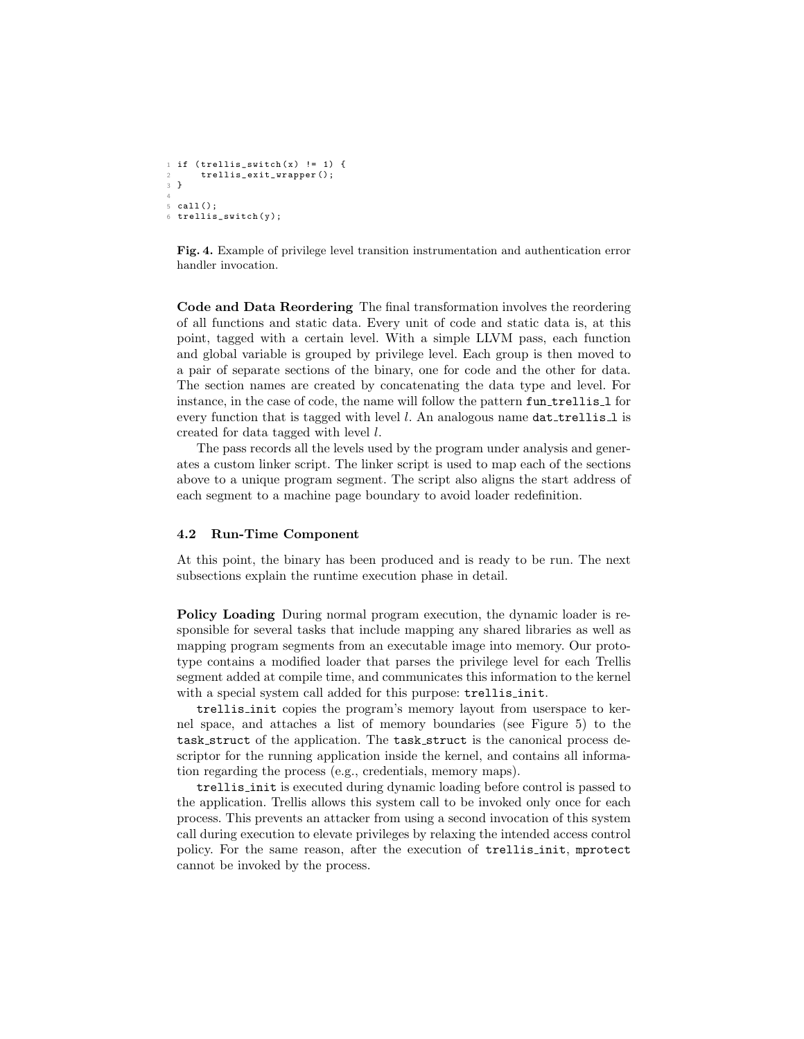```
if (trellis_switch(x) != 1) {
    trellis_exit_wrapper();
}

call();
trellis_switch(y);
```

**Fig. 4.** Example of privilege level transition instrumentation and authentication error handler invocation.

**Code and Data Reordering** The final transformation involves the reordering of all functions and static data. Every unit of code and static data is, at this point, tagged with a certain level. With a simple LLVM pass, each function and global variable is grouped by privilege level. Each group is then moved to a pair of separate sections of the binary, one for code and the other for data. The section names are created by concatenating the data type and level. For instance, in the case of code, the name will follow the pattern `fun_trellis_l` for every function that is tagged with level $l$. An analogous name `dat_trellis_l` is created for data tagged with level $l$.

The pass records all the levels used by the program under analysis and generates a custom linker script. The linker script is used to map each of the sections above to a unique program segment. The script also aligns the start address of each segment to a machine page boundary to avoid loader redefinition.

### 4.2 Run-Time Component

At this point, the binary has been produced and is ready to be run. The next subsections explain the runtime execution phase in detail.

**Policy Loading** During normal program execution, the dynamic loader is responsible for several tasks that include mapping any shared libraries as well as mapping program segments from an executable image into memory. Our prototype contains a modified loader that parses the privilege level for each Trellis segment added at compile time, and communicates this information to the kernel with a special system call added for this purpose: `trellis_init`.

`trellis_init` copies the program's memory layout from userspace to kernel space, and attaches a list of memory boundaries (see Figure 5) to the `task_struct` of the application. The `task_struct` is the canonical process descriptor for the running application inside the kernel, and contains all information regarding the process (e.g., credentials, memory maps).

`trellis_init` is executed during dynamic loading before control is passed to the application. Trellis allows this system call to be invoked only once for each process. This prevents an attacker from using a second invocation of this system call during execution to elevate privileges by relaxing the intended access control policy. For the same reason, after the execution of `trellis_init`, `mprotect` cannot be invoked by the process.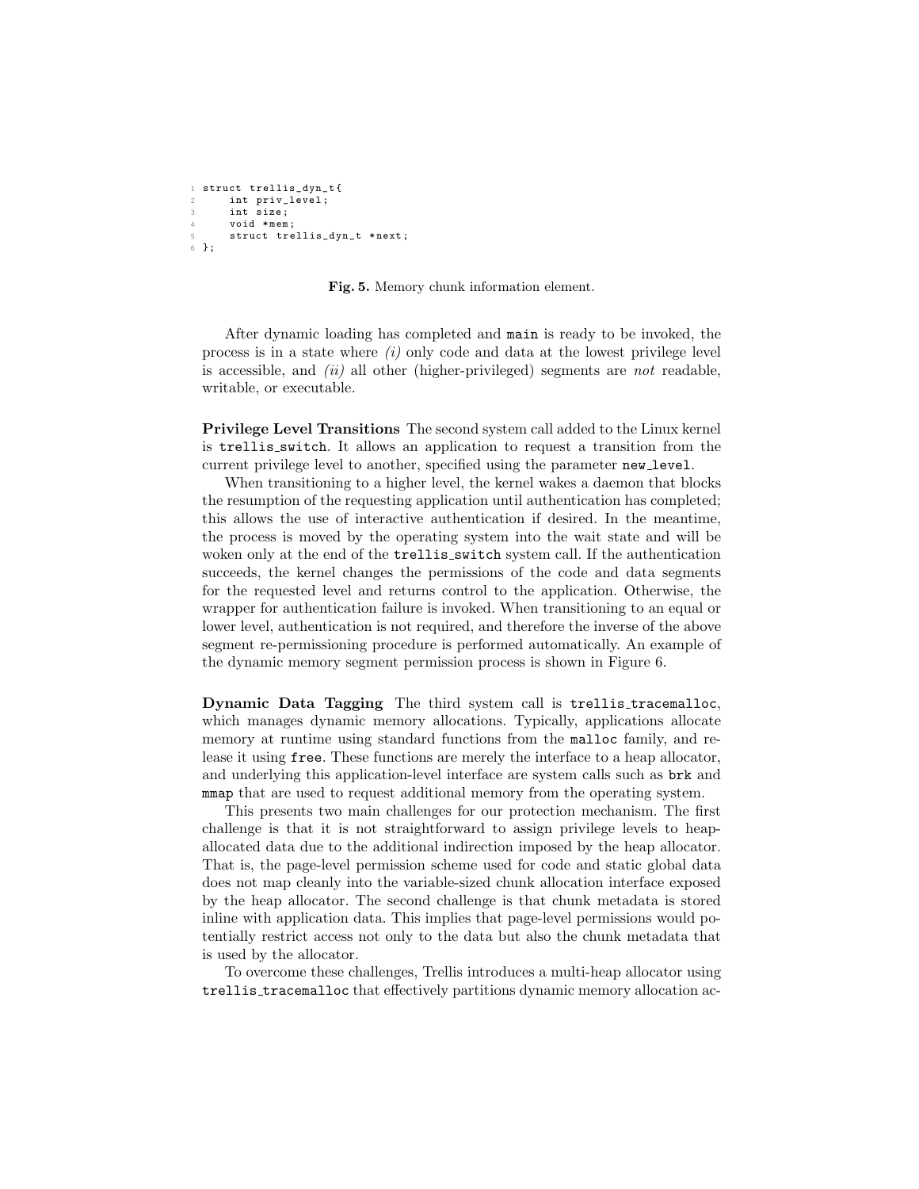```c
struct trellis_dyn_t{
    int priv_level;
    int size;
    void *mem;
    struct trellis_dyn_t *next;
};
```

**Fig. 5.** Memory chunk information element.

After dynamic loading has completed and main is ready to be invoked, the process is in a state where *(i)* only code and data at the lowest privilege level is accessible, and *(ii)* all other (higher-privileged) segments are *not* readable, writable, or executable.

**Privilege Level Transitions** The second system call added to the Linux kernel is trellis_switch. It allows an application to request a transition from the current privilege level to another, specified using the parameter new_level.

When transitioning to a higher level, the kernel wakes a daemon that blocks the resumption of the requesting application until authentication has completed; this allows the use of interactive authentication if desired. In the meantime, the process is moved by the operating system into the wait state and will be woken only at the end of the trellis_switch system call. If the authentication succeeds, the kernel changes the permissions of the code and data segments for the requested level and returns control to the application. Otherwise, the wrapper for authentication failure is invoked. When transitioning to an equal or lower level, authentication is not required, and therefore the inverse of the above segment re-permissioning procedure is performed automatically. An example of the dynamic memory segment permission process is shown in Figure 6.

**Dynamic Data Tagging** The third system call is trellis_tracemalloc, which manages dynamic memory allocations. Typically, applications allocate memory at runtime using standard functions from the malloc family, and release it using free. These functions are merely the interface to a heap allocator, and underlying this application-level interface are system calls such as brk and mmap that are used to request additional memory from the operating system.

This presents two main challenges for our protection mechanism. The first challenge is that it is not straightforward to assign privilege levels to heap-allocated data due to the additional indirection imposed by the heap allocator. That is, the page-level permission scheme used for code and static global data does not map cleanly into the variable-sized chunk allocation interface exposed by the heap allocator. The second challenge is that chunk metadata is stored inline with application data. This implies that page-level permissions would potentially restrict access not only to the data but also the chunk metadata that is used by the allocator.

To overcome these challenges, Trellis introduces a multi-heap allocator using trellis_tracemalloc that effectively partitions dynamic memory allocation ac-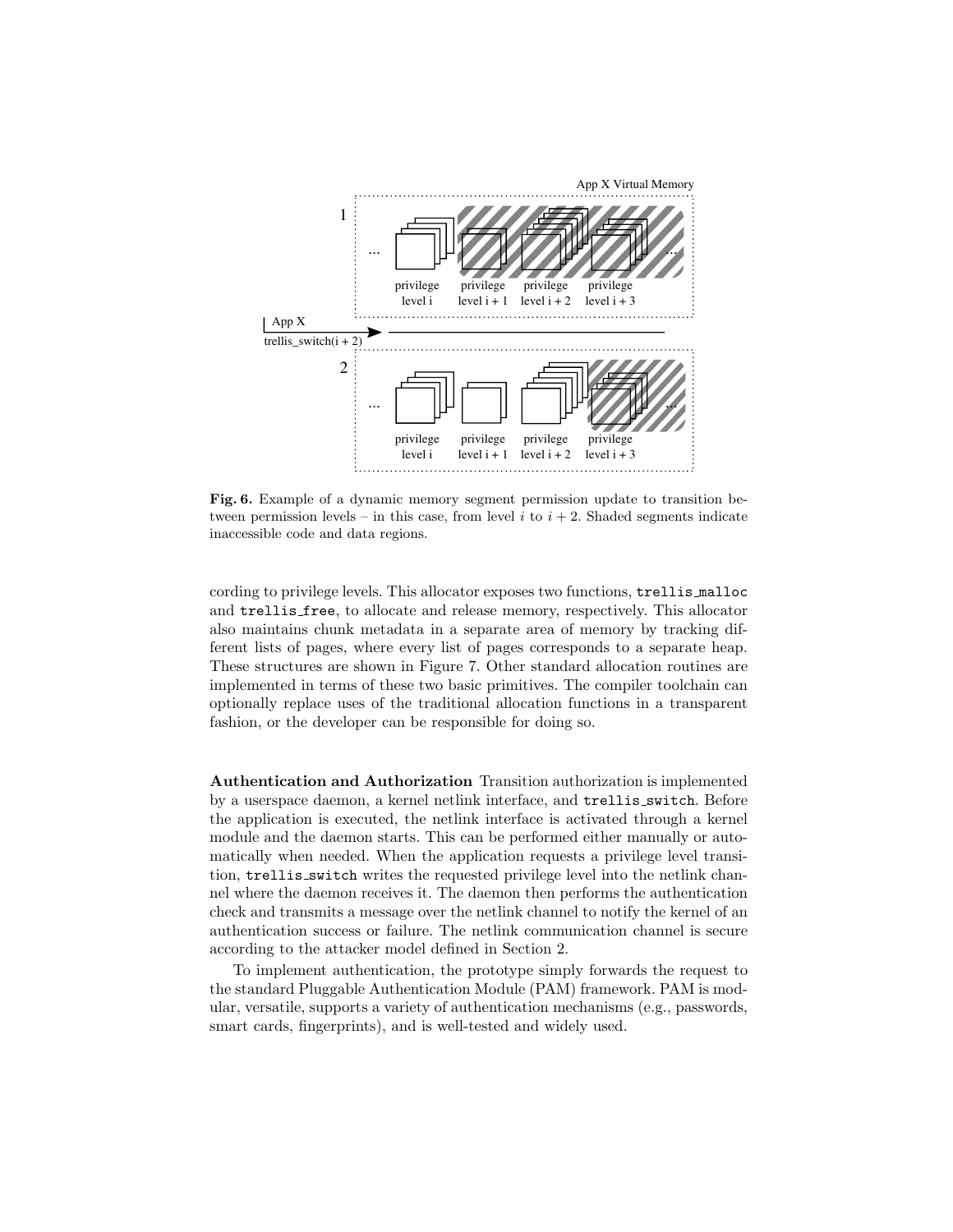**Fig. 6.** Example of a dynamic memory segment permission update to transition between permission levels – in this case, from level $i$ to $i + 2$. Shaded segments indicate inaccessible code and data regions.

cording to privilege levels. This allocator exposes two functions, `trellis_malloc` and `trellis_free`, to allocate and release memory, respectively. This allocator also maintains chunk metadata in a separate area of memory by tracking different lists of pages, where every list of pages corresponds to a separate heap. These structures are shown in Figure 7. Other standard allocation routines are implemented in terms of these two basic primitives. The compiler toolchain can optionally replace uses of the traditional allocation functions in a transparent fashion, or the developer can be responsible for doing so.

**Authentication and Authorization** Transition authorization is implemented by a userspace daemon, a kernel netlink interface, and `trellis_switch`. Before the application is executed, the netlink interface is activated through a kernel module and the daemon starts. This can be performed either manually or automatically when needed. When the application requests a privilege level transition, `trellis_switch` writes the requested privilege level into the netlink channel where the daemon receives it. The daemon then performs the authentication check and transmits a message over the netlink channel to notify the kernel of an authentication success or failure. The netlink communication channel is secure according to the attacker model defined in Section 2.

To implement authentication, the prototype simply forwards the request to the standard Pluggable Authentication Module (PAM) framework. PAM is modular, versatile, supports a variety of authentication mechanisms (e.g., passwords, smart cards, fingerprints), and is well-tested and widely used.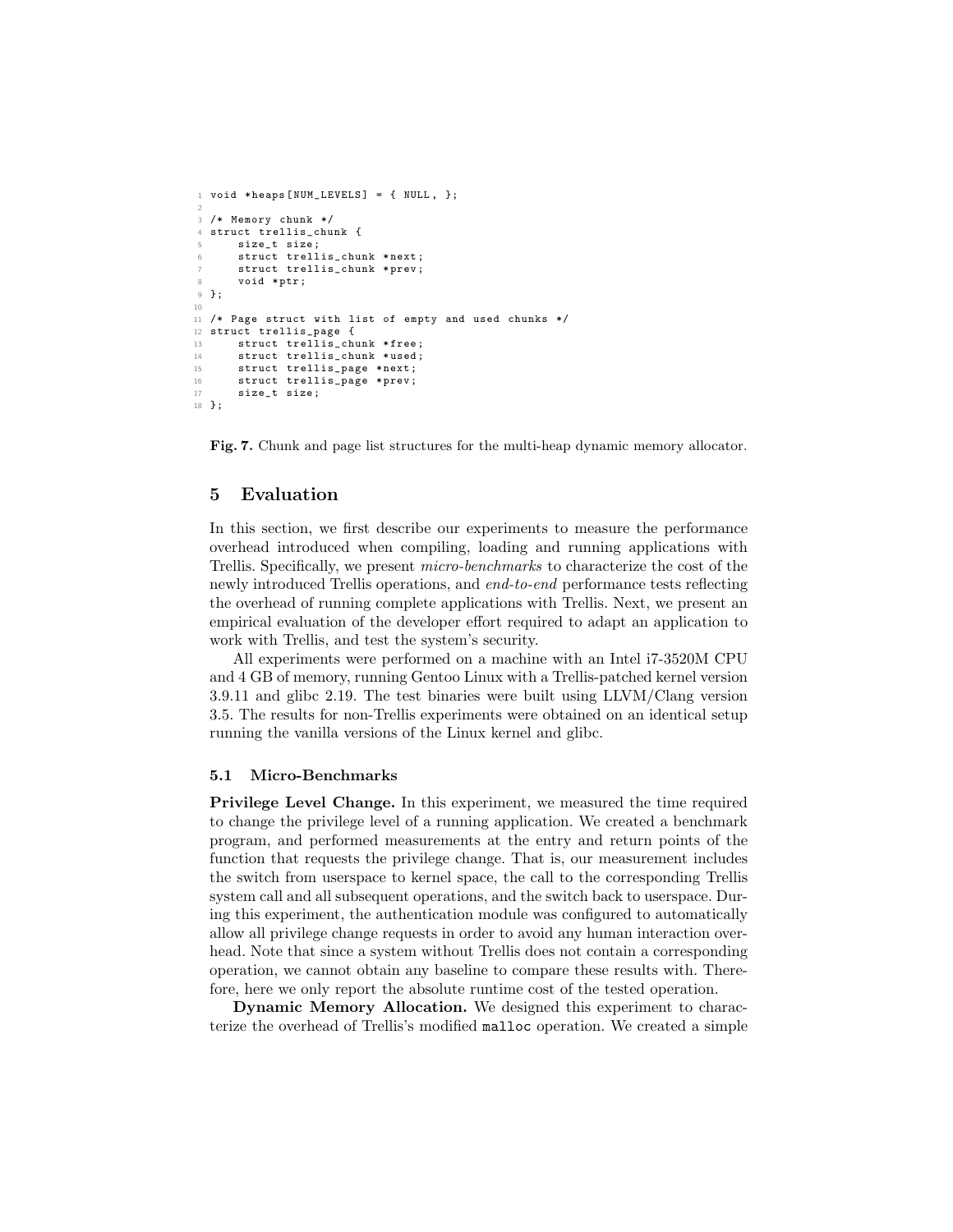```
void *heaps[NUM_LEVELS] = { NULL, };

/* Memory chunk */
struct trellis_chunk {
    size_t size;
    struct trellis_chunk *next;
    struct trellis_chunk *prev;
    void *ptr;
};

/* Page struct with list of empty and used chunks */
struct trellis_page {
    struct trellis_chunk *free;
    struct trellis_chunk *used;
    struct trellis_page *next;
    struct trellis_page *prev;
    size_t size;
};
```

**Fig. 7.** Chunk and page list structures for the multi-heap dynamic memory allocator.

## 5 Evaluation

In this section, we first describe our experiments to measure the performance overhead introduced when compiling, loading and running applications with Trellis. Specifically, we present *micro-benchmarks* to characterize the cost of the newly introduced Trellis operations, and *end-to-end* performance tests reflecting the overhead of running complete applications with Trellis. Next, we present an empirical evaluation of the developer effort required to adapt an application to work with Trellis, and test the system's security.

All experiments were performed on a machine with an Intel i7-3520M CPU and 4 GB of memory, running Gentoo Linux with a Trellis-patched kernel version 3.9.11 and glibc 2.19. The test binaries were built using LLVM/Clang version 3.5. The results for non-Trellis experiments were obtained on an identical setup running the vanilla versions of the Linux kernel and glibc.

### 5.1 Micro-Benchmarks

**Privilege Level Change.** In this experiment, we measured the time required to change the privilege level of a running application. We created a benchmark program, and performed measurements at the entry and return points of the function that requests the privilege change. That is, our measurement includes the switch from userspace to kernel space, the call to the corresponding Trellis system call and all subsequent operations, and the switch back to userspace. During this experiment, the authentication module was configured to automatically allow all privilege change requests in order to avoid any human interaction overhead. Note that since a system without Trellis does not contain a corresponding operation, we cannot obtain any baseline to compare these results with. Therefore, here we only report the absolute runtime cost of the tested operation.

**Dynamic Memory Allocation.** We designed this experiment to characterize the overhead of Trellis's modified `malloc` operation. We created a simple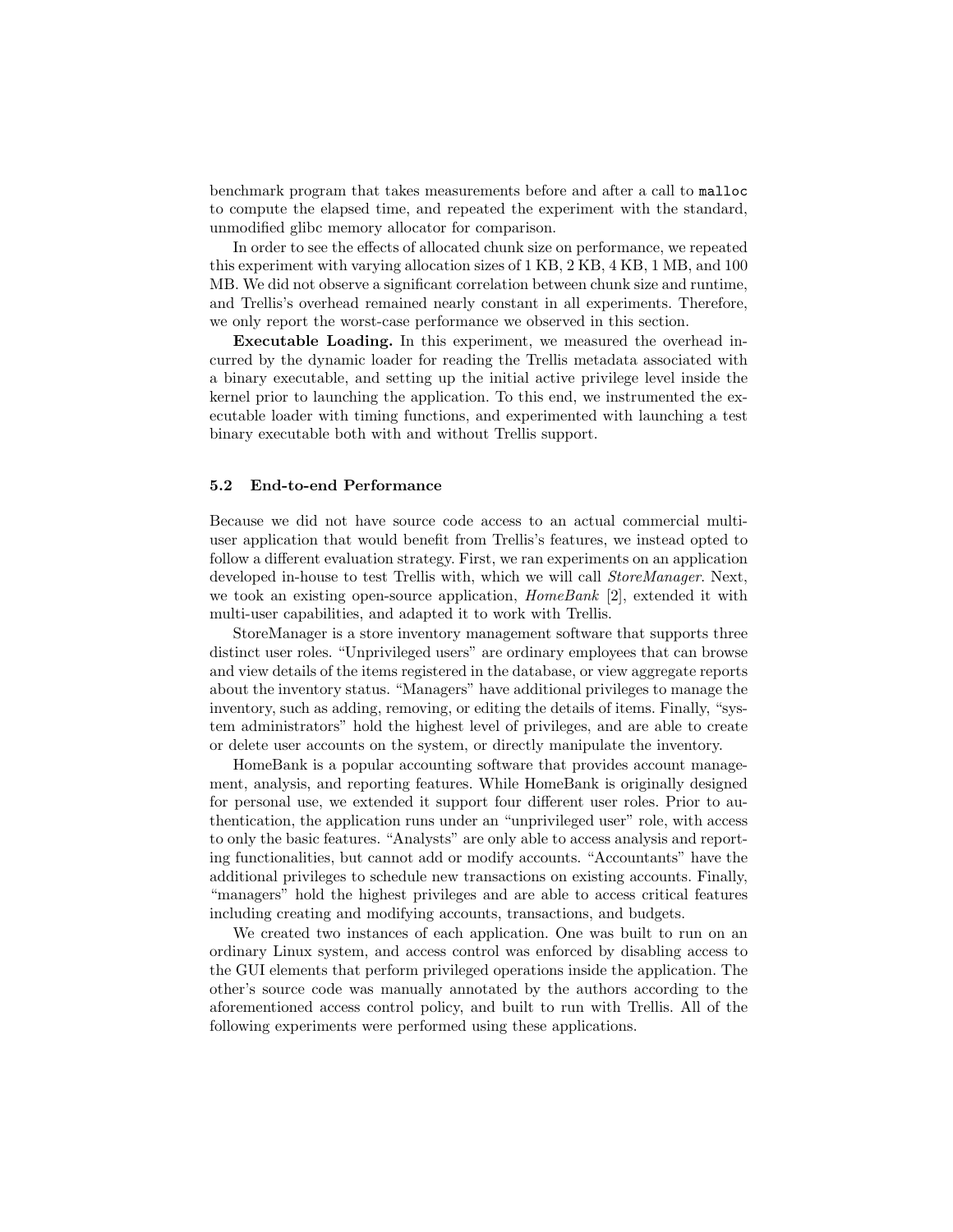benchmark program that takes measurements before and after a call to `malloc` to compute the elapsed time, and repeated the experiment with the standard, unmodified glibc memory allocator for comparison.

In order to see the effects of allocated chunk size on performance, we repeated this experiment with varying allocation sizes of 1 KB, 2 KB, 4 KB, 1 MB, and 100 MB. We did not observe a significant correlation between chunk size and runtime, and Trellis's overhead remained nearly constant in all experiments. Therefore, we only report the worst-case performance we observed in this section.

**Executable Loading.** In this experiment, we measured the overhead incurred by the dynamic loader for reading the Trellis metadata associated with a binary executable, and setting up the initial active privilege level inside the kernel prior to launching the application. To this end, we instrumented the executable loader with timing functions, and experimented with launching a test binary executable both with and without Trellis support.

### 5.2 End-to-end Performance

Because we did not have source code access to an actual commercial multi-user application that would benefit from Trellis's features, we instead opted to follow a different evaluation strategy. First, we ran experiments on an application developed in-house to test Trellis with, which we will call *StoreManager*. Next, we took an existing open-source application, *HomeBank* [2], extended it with multi-user capabilities, and adapted it to work with Trellis.

StoreManager is a store inventory management software that supports three distinct user roles. "Unprivileged users" are ordinary employees that can browse and view details of the items registered in the database, or view aggregate reports about the inventory status. "Managers" have additional privileges to manage the inventory, such as adding, removing, or editing the details of items. Finally, "system administrators" hold the highest level of privileges, and are able to create or delete user accounts on the system, or directly manipulate the inventory.

HomeBank is a popular accounting software that provides account management, analysis, and reporting features. While HomeBank is originally designed for personal use, we extended it support four different user roles. Prior to authentication, the application runs under an "unprivileged user" role, with access to only the basic features. "Analysts" are only able to access analysis and reporting functionalities, but cannot add or modify accounts. "Accountants" have the additional privileges to schedule new transactions on existing accounts. Finally, "managers" hold the highest privileges and are able to access critical features including creating and modifying accounts, transactions, and budgets.

We created two instances of each application. One was built to run on an ordinary Linux system, and access control was enforced by disabling access to the GUI elements that perform privileged operations inside the application. The other's source code was manually annotated by the authors according to the aforementioned access control policy, and built to run with Trellis. All of the following experiments were performed using these applications.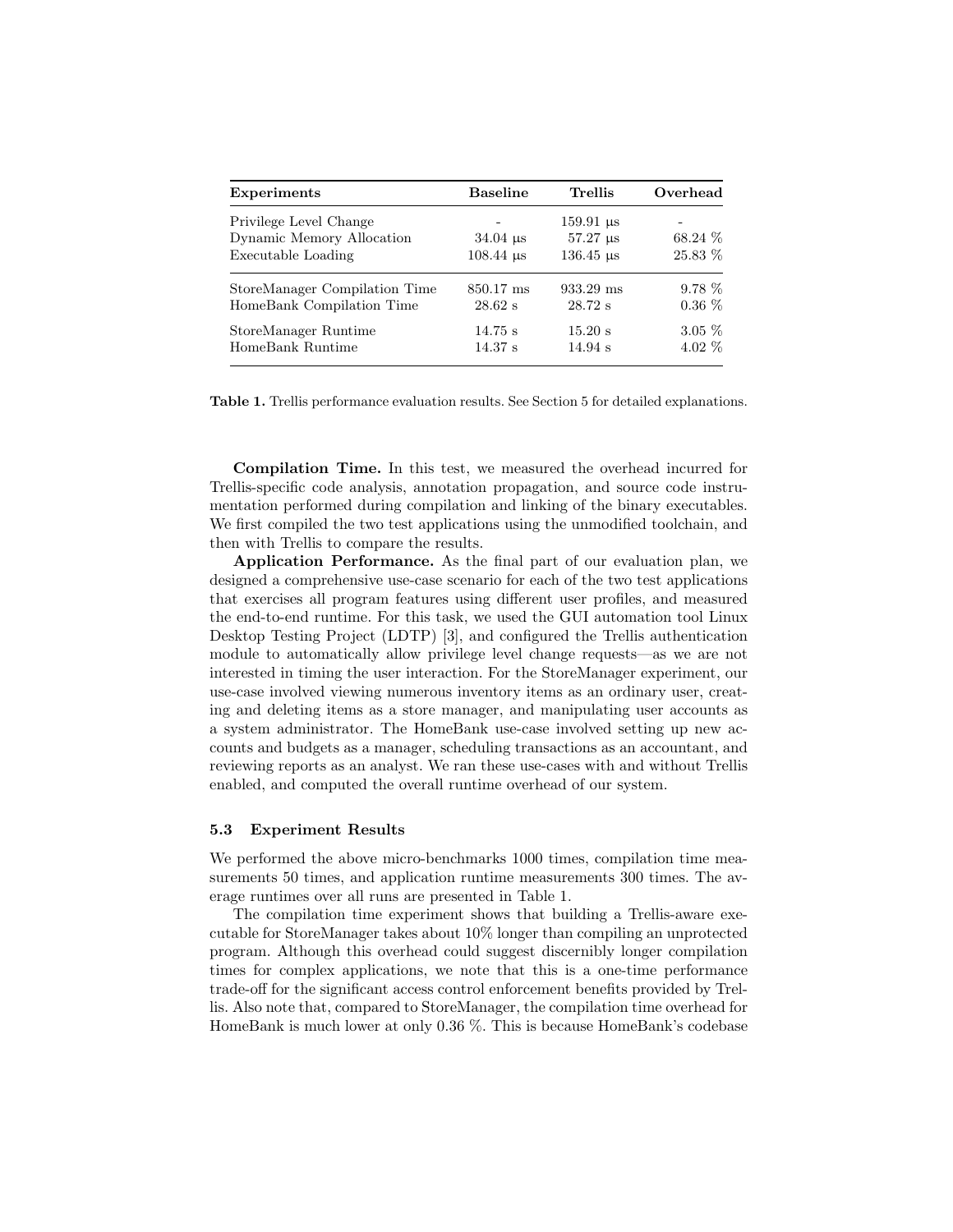| Experiments | Baseline | Trellis | Overhead |
|---|---|---|---|
| Privilege Level Change | - | 159.91 µs | - |
| Dynamic Memory Allocation | 34.04 µs | 57.27 µs | 68.24 % |
| Executable Loading | 108.44 µs | 136.45 µs | 25.83 % |
| StoreManager Compilation Time | 850.17 ms | 933.29 ms | 9.78 % |
| HomeBank Compilation Time | 28.62 s | 28.72 s | 0.36 % |
| StoreManager Runtime | 14.75 s | 15.20 s | 3.05 % |
| HomeBank Runtime | 14.37 s | 14.94 s | 4.02 % |

**Table 1.** Trellis performance evaluation results. See Section 5 for detailed explanations.

**Compilation Time.** In this test, we measured the overhead incurred for Trellis-specific code analysis, annotation propagation, and source code instrumentation performed during compilation and linking of the binary executables. We first compiled the two test applications using the unmodified toolchain, and then with Trellis to compare the results.

**Application Performance.** As the final part of our evaluation plan, we designed a comprehensive use-case scenario for each of the two test applications that exercises all program features using different user profiles, and measured the end-to-end runtime. For this task, we used the GUI automation tool Linux Desktop Testing Project (LDTP) [3], and configured the Trellis authentication module to automatically allow privilege level change requests—as we are not interested in timing the user interaction. For the StoreManager experiment, our use-case involved viewing numerous inventory items as an ordinary user, creating and deleting items as a store manager, and manipulating user accounts as a system administrator. The HomeBank use-case involved setting up new accounts and budgets as a manager, scheduling transactions as an accountant, and reviewing reports as an analyst. We ran these use-cases with and without Trellis enabled, and computed the overall runtime overhead of our system.

### 5.3 Experiment Results

We performed the above micro-benchmarks 1000 times, compilation time measurements 50 times, and application runtime measurements 300 times. The average runtimes over all runs are presented in Table 1.

The compilation time experiment shows that building a Trellis-aware executable for StoreManager takes about 10% longer than compiling an unprotected program. Although this overhead could suggest discernibly longer compilation times for complex applications, we note that this is a one-time performance trade-off for the significant access control enforcement benefits provided by Trellis. Also note that, compared to StoreManager, the compilation time overhead for HomeBank is much lower at only 0.36 %. This is because HomeBank's codebase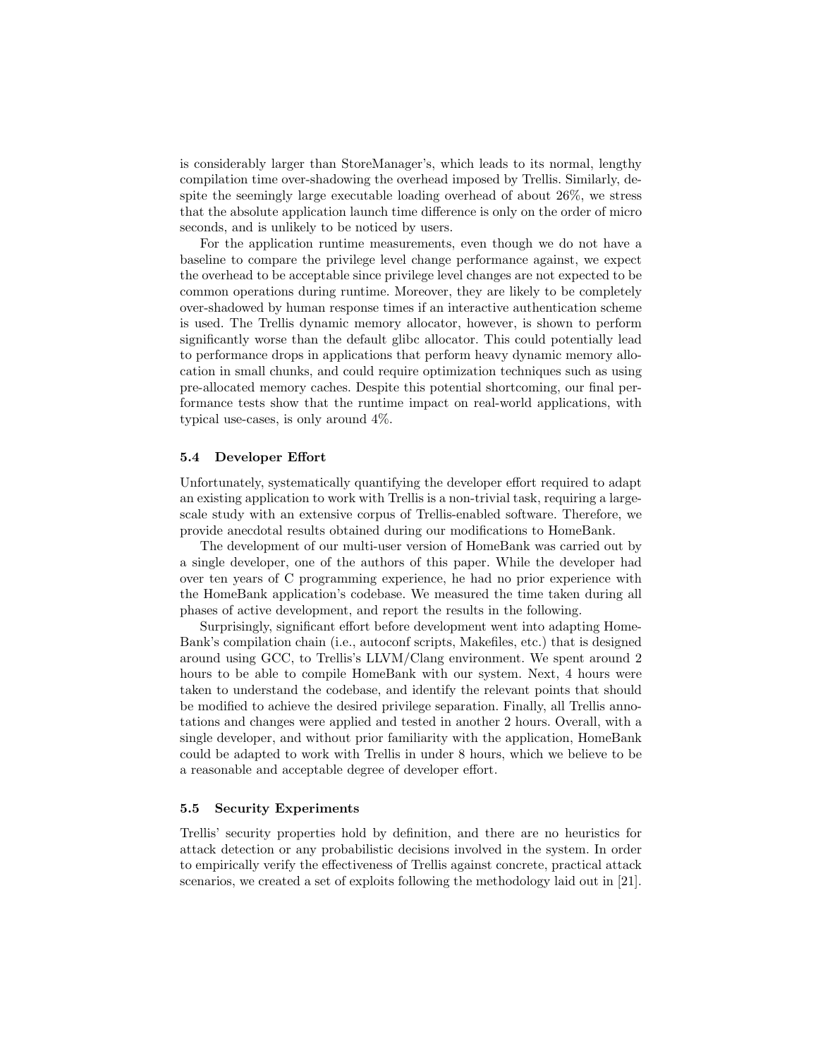is considerably larger than StoreManager's, which leads to its normal, lengthy compilation time over-shadowing the overhead imposed by Trellis. Similarly, despite the seemingly large executable loading overhead of about 26%, we stress that the absolute application launch time difference is only on the order of micro seconds, and is unlikely to be noticed by users.

For the application runtime measurements, even though we do not have a baseline to compare the privilege level change performance against, we expect the overhead to be acceptable since privilege level changes are not expected to be common operations during runtime. Moreover, they are likely to be completely over-shadowed by human response times if an interactive authentication scheme is used. The Trellis dynamic memory allocator, however, is shown to perform significantly worse than the default glibc allocator. This could potentially lead to performance drops in applications that perform heavy dynamic memory allocation in small chunks, and could require optimization techniques such as using pre-allocated memory caches. Despite this potential shortcoming, our final performance tests show that the runtime impact on real-world applications, with typical use-cases, is only around 4%.

### 5.4 Developer Effort

Unfortunately, systematically quantifying the developer effort required to adapt an existing application to work with Trellis is a non-trivial task, requiring a large-scale study with an extensive corpus of Trellis-enabled software. Therefore, we provide anecdotal results obtained during our modifications to HomeBank.

The development of our multi-user version of HomeBank was carried out by a single developer, one of the authors of this paper. While the developer had over ten years of C programming experience, he had no prior experience with the HomeBank application's codebase. We measured the time taken during all phases of active development, and report the results in the following.

Surprisingly, significant effort before development went into adapting HomeBank's compilation chain (i.e., autoconf scripts, Makefiles, etc.) that is designed around using GCC, to Trellis's LLVM/Clang environment. We spent around 2 hours to be able to compile HomeBank with our system. Next, 4 hours were taken to understand the codebase, and identify the relevant points that should be modified to achieve the desired privilege separation. Finally, all Trellis annotations and changes were applied and tested in another 2 hours. Overall, with a single developer, and without prior familiarity with the application, HomeBank could be adapted to work with Trellis in under 8 hours, which we believe to be a reasonable and acceptable degree of developer effort.

### 5.5 Security Experiments

Trellis' security properties hold by definition, and there are no heuristics for attack detection or any probabilistic decisions involved in the system. In order to empirically verify the effectiveness of Trellis against concrete, practical attack scenarios, we created a set of exploits following the methodology laid out in [21].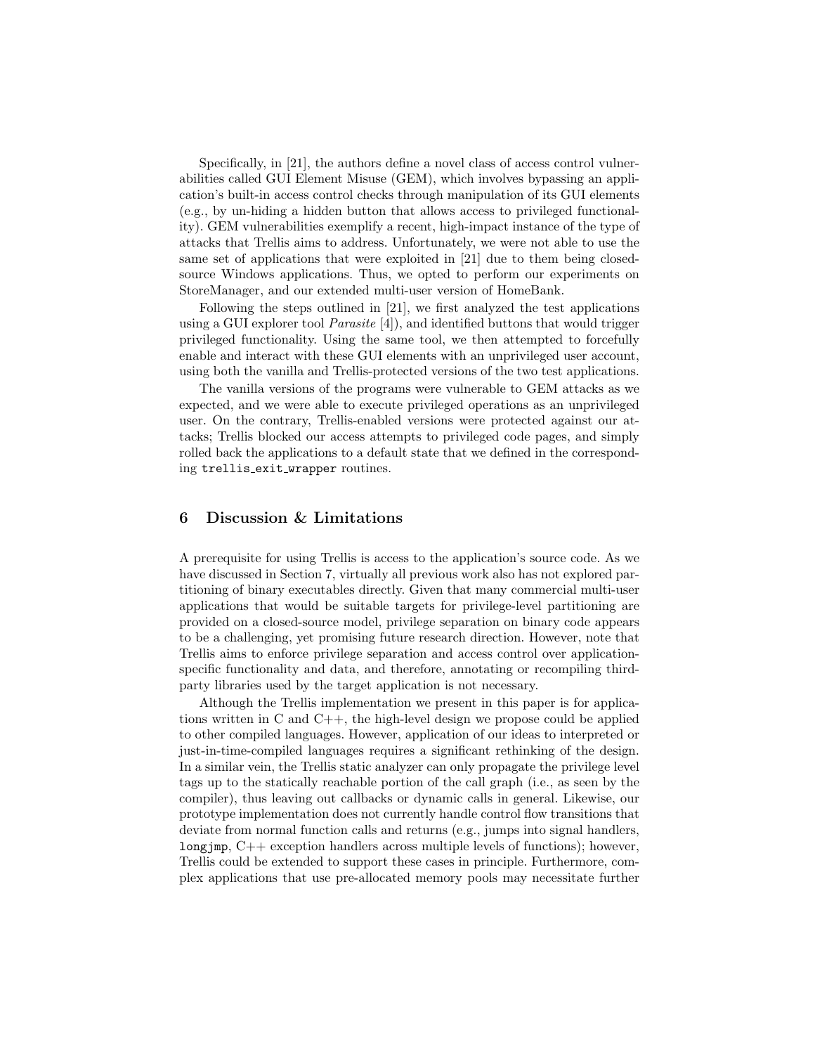Specifically, in [21], the authors define a novel class of access control vulnerabilities called GUI Element Misuse (GEM), which involves bypassing an application's built-in access control checks through manipulation of its GUI elements (e.g., by un-hiding a hidden button that allows access to privileged functionality). GEM vulnerabilities exemplify a recent, high-impact instance of the type of attacks that Trellis aims to address. Unfortunately, we were not able to use the same set of applications that were exploited in [21] due to them being closed-source Windows applications. Thus, we opted to perform our experiments on StoreManager, and our extended multi-user version of HomeBank.

Following the steps outlined in [21], we first analyzed the test applications using a GUI explorer tool *Parasite* [4]), and identified buttons that would trigger privileged functionality. Using the same tool, we then attempted to forcefully enable and interact with these GUI elements with an unprivileged user account, using both the vanilla and Trellis-protected versions of the two test applications.

The vanilla versions of the programs were vulnerable to GEM attacks as we expected, and we were able to execute privileged operations as an unprivileged user. On the contrary, Trellis-enabled versions were protected against our attacks; Trellis blocked our access attempts to privileged code pages, and simply rolled back the applications to a default state that we defined in the corresponding `trellis_exit_wrapper` routines.

## 6 Discussion & Limitations

A prerequisite for using Trellis is access to the application's source code. As we have discussed in Section 7, virtually all previous work also has not explored partitioning of binary executables directly. Given that many commercial multi-user applications that would be suitable targets for privilege-level partitioning are provided on a closed-source model, privilege separation on binary code appears to be a challenging, yet promising future research direction. However, note that Trellis aims to enforce privilege separation and access control over application-specific functionality and data, and therefore, annotating or recompiling third-party libraries used by the target application is not necessary.

Although the Trellis implementation we present in this paper is for applications written in C and C++, the high-level design we propose could be applied to other compiled languages. However, application of our ideas to interpreted or just-in-time-compiled languages requires a significant rethinking of the design. In a similar vein, the Trellis static analyzer can only propagate the privilege level tags up to the statically reachable portion of the call graph (i.e., as seen by the compiler), thus leaving out callbacks or dynamic calls in general. Likewise, our prototype implementation does not currently handle control flow transitions that deviate from normal function calls and returns (e.g., jumps into signal handlers, `longjmp`, C++ exception handlers across multiple levels of functions); however, Trellis could be extended to support these cases in principle. Furthermore, complex applications that use pre-allocated memory pools may necessitate further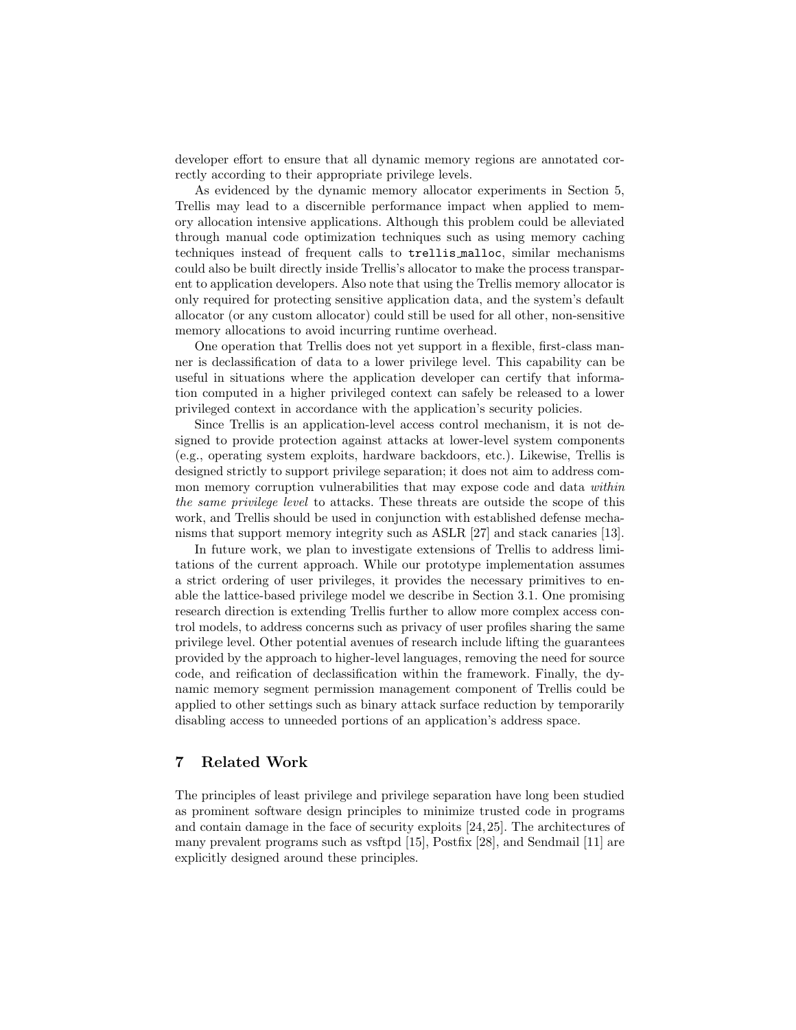developer effort to ensure that all dynamic memory regions are annotated correctly according to their appropriate privilege levels.

As evidenced by the dynamic memory allocator experiments in Section 5, Trellis may lead to a discernible performance impact when applied to memory allocation intensive applications. Although this problem could be alleviated through manual code optimization techniques such as using memory caching techniques instead of frequent calls to `trellis_malloc`, similar mechanisms could also be built directly inside Trellis's allocator to make the process transparent to application developers. Also note that using the Trellis memory allocator is only required for protecting sensitive application data, and the system's default allocator (or any custom allocator) could still be used for all other, non-sensitive memory allocations to avoid incurring runtime overhead.

One operation that Trellis does not yet support in a flexible, first-class manner is declassification of data to a lower privilege level. This capability can be useful in situations where the application developer can certify that information computed in a higher privileged context can safely be released to a lower privileged context in accordance with the application's security policies.

Since Trellis is an application-level access control mechanism, it is not designed to provide protection against attacks at lower-level system components (e.g., operating system exploits, hardware backdoors, etc.). Likewise, Trellis is designed strictly to support privilege separation; it does not aim to address common memory corruption vulnerabilities that may expose code and data *within the same privilege level* to attacks. These threats are outside the scope of this work, and Trellis should be used in conjunction with established defense mechanisms that support memory integrity such as ASLR [27] and stack canaries [13].

In future work, we plan to investigate extensions of Trellis to address limitations of the current approach. While our prototype implementation assumes a strict ordering of user privileges, it provides the necessary primitives to enable the lattice-based privilege model we describe in Section 3.1. One promising research direction is extending Trellis further to allow more complex access control models, to address concerns such as privacy of user profiles sharing the same privilege level. Other potential avenues of research include lifting the guarantees provided by the approach to higher-level languages, removing the need for source code, and reification of declassification within the framework. Finally, the dynamic memory segment permission management component of Trellis could be applied to other settings such as binary attack surface reduction by temporarily disabling access to unneeded portions of an application's address space.

## 7 Related Work

The principles of least privilege and privilege separation have long been studied as prominent software design principles to minimize trusted code in programs and contain damage in the face of security exploits [24, 25]. The architectures of many prevalent programs such as vsftpd [15], Postfix [28], and Sendmail [11] are explicitly designed around these principles.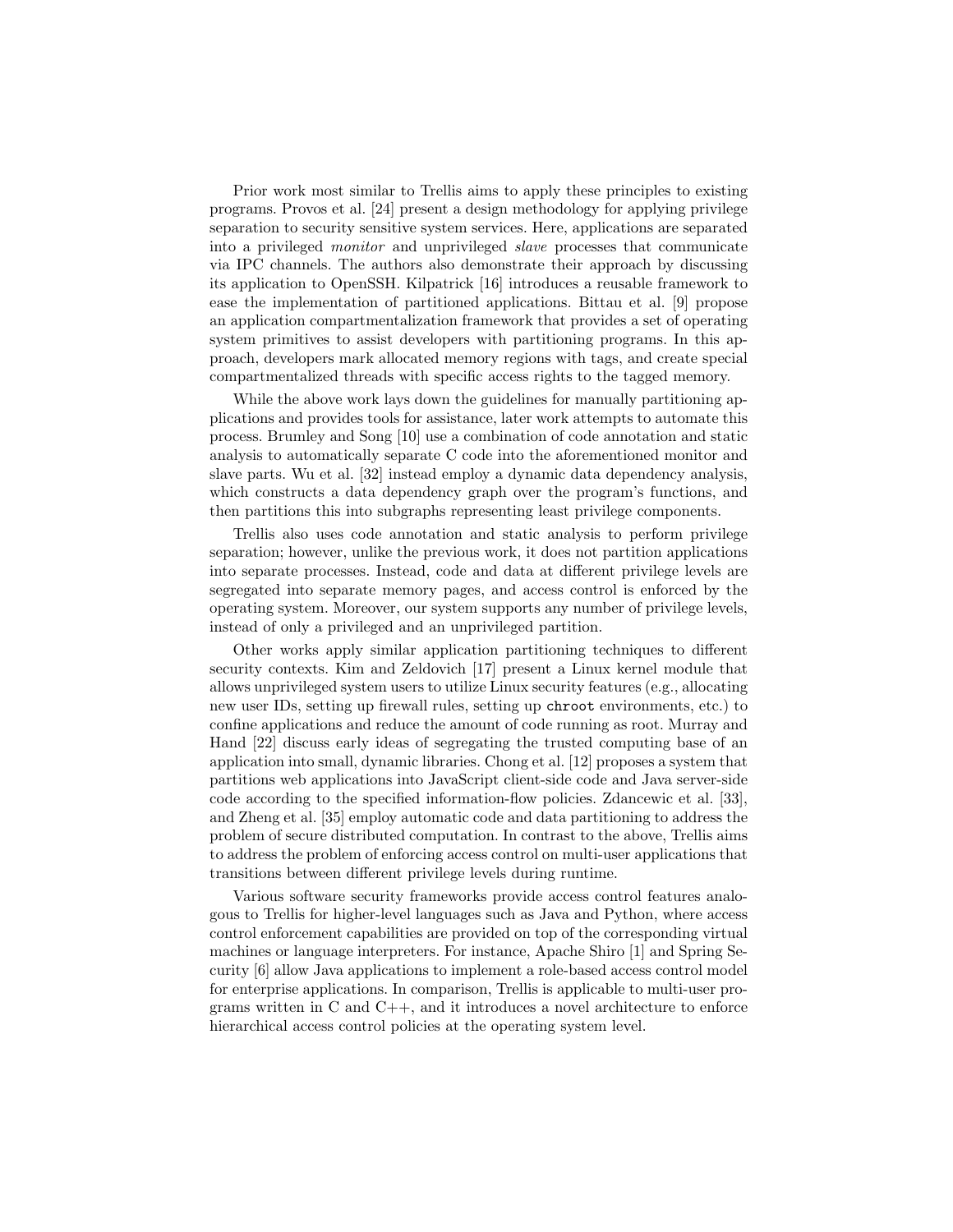Prior work most similar to Trellis aims to apply these principles to existing programs. Provos et al. [24] present a design methodology for applying privilege separation to security sensitive system services. Here, applications are separated into a privileged *monitor* and unprivileged *slave* processes that communicate via IPC channels. The authors also demonstrate their approach by discussing its application to OpenSSH. Kilpatrick [16] introduces a reusable framework to ease the implementation of partitioned applications. Bittau et al. [9] propose an application compartmentalization framework that provides a set of operating system primitives to assist developers with partitioning programs. In this approach, developers mark allocated memory regions with tags, and create special compartmentalized threads with specific access rights to the tagged memory.

While the above work lays down the guidelines for manually partitioning applications and provides tools for assistance, later work attempts to automate this process. Brumley and Song [10] use a combination of code annotation and static analysis to automatically separate C code into the aforementioned monitor and slave parts. Wu et al. [32] instead employ a dynamic data dependency analysis, which constructs a data dependency graph over the program's functions, and then partitions this into subgraphs representing least privilege components.

Trellis also uses code annotation and static analysis to perform privilege separation; however, unlike the previous work, it does not partition applications into separate processes. Instead, code and data at different privilege levels are segregated into separate memory pages, and access control is enforced by the operating system. Moreover, our system supports any number of privilege levels, instead of only a privileged and an unprivileged partition.

Other works apply similar application partitioning techniques to different security contexts. Kim and Zeldovich [17] present a Linux kernel module that allows unprivileged system users to utilize Linux security features (e.g., allocating new user IDs, setting up firewall rules, setting up `chroot` environments, etc.) to confine applications and reduce the amount of code running as root. Murray and Hand [22] discuss early ideas of segregating the trusted computing base of an application into small, dynamic libraries. Chong et al. [12] proposes a system that partitions web applications into JavaScript client-side code and Java server-side code according to the specified information-flow policies. Zdancewic et al. [33], and Zheng et al. [35] employ automatic code and data partitioning to address the problem of secure distributed computation. In contrast to the above, Trellis aims to address the problem of enforcing access control on multi-user applications that transitions between different privilege levels during runtime.

Various software security frameworks provide access control features analogous to Trellis for higher-level languages such as Java and Python, where access control enforcement capabilities are provided on top of the corresponding virtual machines or language interpreters. For instance, Apache Shiro [1] and Spring Security [6] allow Java applications to implement a role-based access control model for enterprise applications. In comparison, Trellis is applicable to multi-user programs written in C and C++, and it introduces a novel architecture to enforce hierarchical access control policies at the operating system level.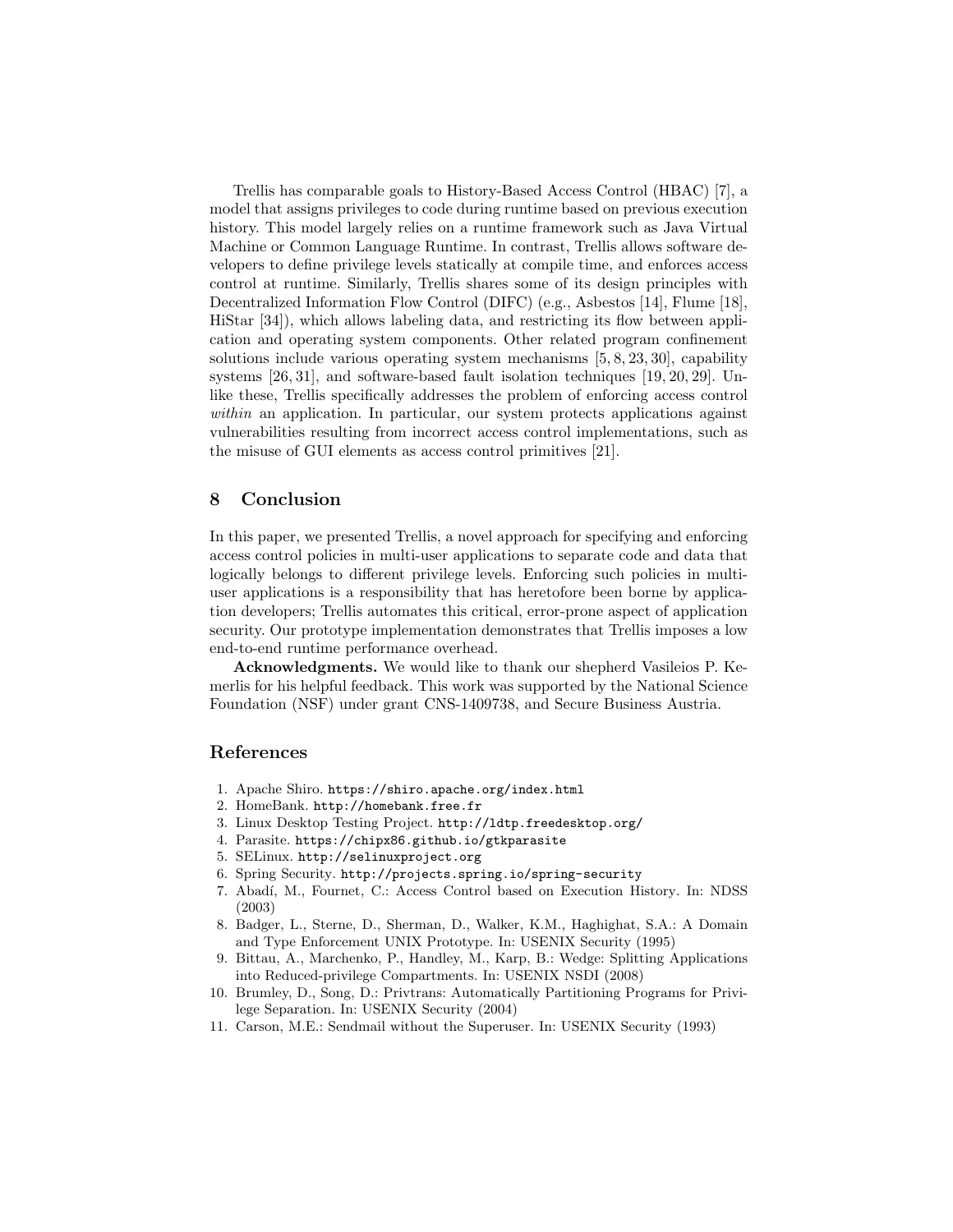Trellis has comparable goals to History-Based Access Control (HBAC) [7], a model that assigns privileges to code during runtime based on previous execution history. This model largely relies on a runtime framework such as Java Virtual Machine or Common Language Runtime. In contrast, Trellis allows software developers to define privilege levels statically at compile time, and enforces access control at runtime. Similarly, Trellis shares some of its design principles with Decentralized Information Flow Control (DIFC) (e.g., Asbestos [14], Flume [18], HiStar [34]), which allows labeling data, and restricting its flow between application and operating system components. Other related program confinement solutions include various operating system mechanisms [5, 8, 23, 30], capability systems [26, 31], and software-based fault isolation techniques [19, 20, 29]. Unlike these, Trellis specifically addresses the problem of enforcing access control *within* an application. In particular, our system protects applications against vulnerabilities resulting from incorrect access control implementations, such as the misuse of GUI elements as access control primitives [21].

## 8 Conclusion

In this paper, we presented Trellis, a novel approach for specifying and enforcing access control policies in multi-user applications to separate code and data that logically belongs to different privilege levels. Enforcing such policies in multi-user applications is a responsibility that has heretofore been borne by application developers; Trellis automates this critical, error-prone aspect of application security. Our prototype implementation demonstrates that Trellis imposes a low end-to-end runtime performance overhead.

**Acknowledgments.** We would like to thank our shepherd Vasileios P. Kemerlis for his helpful feedback. This work was supported by the National Science Foundation (NSF) under grant CNS-1409738, and Secure Business Austria.

## References

1. Apache Shiro. `https://shiro.apache.org/index.html`
2. HomeBank. `http://homebank.free.fr`
3. Linux Desktop Testing Project. `http://ldtp.freedesktop.org/`
4. Parasite. `https://chipx86.github.io/gtkparasite`
5. SELinux. `http://selinuxproject.org`
6. Spring Security. `http://projects.spring.io/spring-security`
7. Abadí, M., Fournet, C.: Access Control based on Execution History. In: NDSS (2003)
8. Badger, L., Sterne, D., Sherman, D., Walker, K.M., Haghighat, S.A.: A Domain and Type Enforcement UNIX Prototype. In: USENIX Security (1995)
9. Bittau, A., Marchenko, P., Handley, M., Karp, B.: Wedge: Splitting Applications into Reduced-privilege Compartments. In: USENIX NSDI (2008)
10. Brumley, D., Song, D.: Privtrans: Automatically Partitioning Programs for Privilege Separation. In: USENIX Security (2004)
11. Carson, M.E.: Sendmail without the Superuser. In: USENIX Security (1993)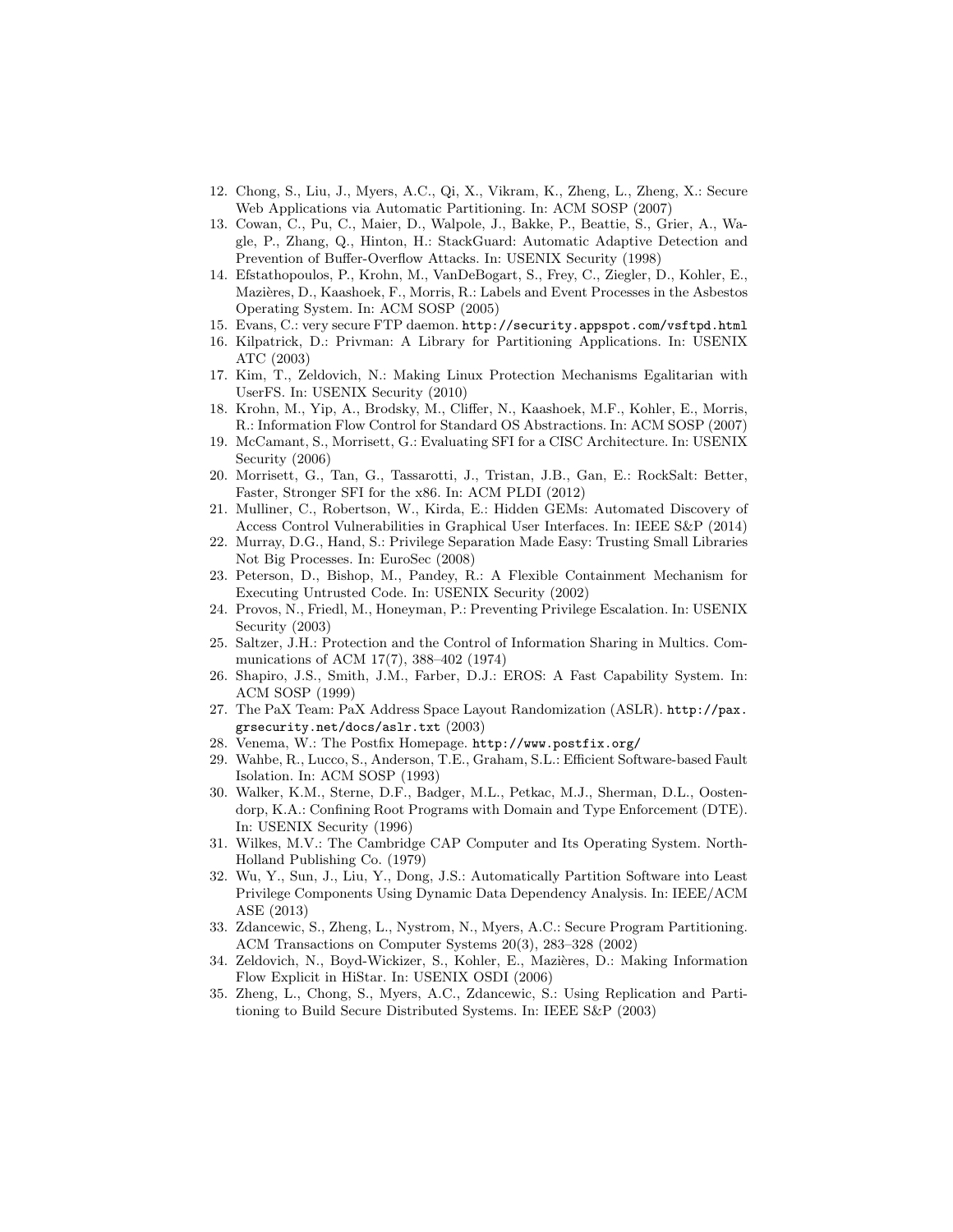12. Chong, S., Liu, J., Myers, A.C., Qi, X., Vikram, K., Zheng, L., Zheng, X.: Secure Web Applications via Automatic Partitioning. In: ACM SOSP (2007)
13. Cowan, C., Pu, C., Maier, D., Walpole, J., Bakke, P., Beattie, S., Grier, A., Wagle, P., Zhang, Q., Hinton, H.: StackGuard: Automatic Adaptive Detection and Prevention of Buffer-Overflow Attacks. In: USENIX Security (1998)
14. Efstathopoulos, P., Krohn, M., VanDeBogart, S., Frey, C., Ziegler, D., Kohler, E., Mazières, D., Kaashoek, F., Morris, R.: Labels and Event Processes in the Asbestos Operating System. In: ACM SOSP (2005)
15. Evans, C.: very secure FTP daemon. `http://security.appspot.com/vsftpd.html`
16. Kilpatrick, D.: Privman: A Library for Partitioning Applications. In: USENIX ATC (2003)
17. Kim, T., Zeldovich, N.: Making Linux Protection Mechanisms Egalitarian with UserFS. In: USENIX Security (2010)
18. Krohn, M., Yip, A., Brodsky, M., Cliffer, N., Kaashoek, M.F., Kohler, E., Morris, R.: Information Flow Control for Standard OS Abstractions. In: ACM SOSP (2007)
19. McCamant, S., Morrisett, G.: Evaluating SFI for a CISC Architecture. In: USENIX Security (2006)
20. Morrisett, G., Tan, G., Tassarotti, J., Tristan, J.B., Gan, E.: RockSalt: Better, Faster, Stronger SFI for the x86. In: ACM PLDI (2012)
21. Mulliner, C., Robertson, W., Kirda, E.: Hidden GEMs: Automated Discovery of Access Control Vulnerabilities in Graphical User Interfaces. In: IEEE S&P (2014)
22. Murray, D.G., Hand, S.: Privilege Separation Made Easy: Trusting Small Libraries Not Big Processes. In: EuroSec (2008)
23. Peterson, D., Bishop, M., Pandey, R.: A Flexible Containment Mechanism for Executing Untrusted Code. In: USENIX Security (2002)
24. Provos, N., Friedl, M., Honeyman, P.: Preventing Privilege Escalation. In: USENIX Security (2003)
25. Saltzer, J.H.: Protection and the Control of Information Sharing in Multics. Communications of ACM 17(7), 388–402 (1974)
26. Shapiro, J.S., Smith, J.M., Farber, D.J.: EROS: A Fast Capability System. In: ACM SOSP (1999)
27. The PaX Team: PaX Address Space Layout Randomization (ASLR). `http://pax.grsecurity.net/docs/aslr.txt` (2003)
28. Venema, W.: The Postfix Homepage. `http://www.postfix.org/`
29. Wahbe, R., Lucco, S., Anderson, T.E., Graham, S.L.: Efficient Software-based Fault Isolation. In: ACM SOSP (1993)
30. Walker, K.M., Sterne, D.F., Badger, M.L., Petkac, M.J., Sherman, D.L., Oostendorp, K.A.: Confining Root Programs with Domain and Type Enforcement (DTE). In: USENIX Security (1996)
31. Wilkes, M.V.: The Cambridge CAP Computer and Its Operating System. North-Holland Publishing Co. (1979)
32. Wu, Y., Sun, J., Liu, Y., Dong, J.S.: Automatically Partition Software into Least Privilege Components Using Dynamic Data Dependency Analysis. In: IEEE/ACM ASE (2013)
33. Zdancewic, S., Zheng, L., Nystrom, N., Myers, A.C.: Secure Program Partitioning. ACM Transactions on Computer Systems 20(3), 283–328 (2002)
34. Zeldovich, N., Boyd-Wickizer, S., Kohler, E., Mazières, D.: Making Information Flow Explicit in HiStar. In: USENIX OSDI (2006)
35. Zheng, L., Chong, S., Myers, A.C., Zdancewic, S.: Using Replication and Partitioning to Build Secure Distributed Systems. In: IEEE S&P (2003)